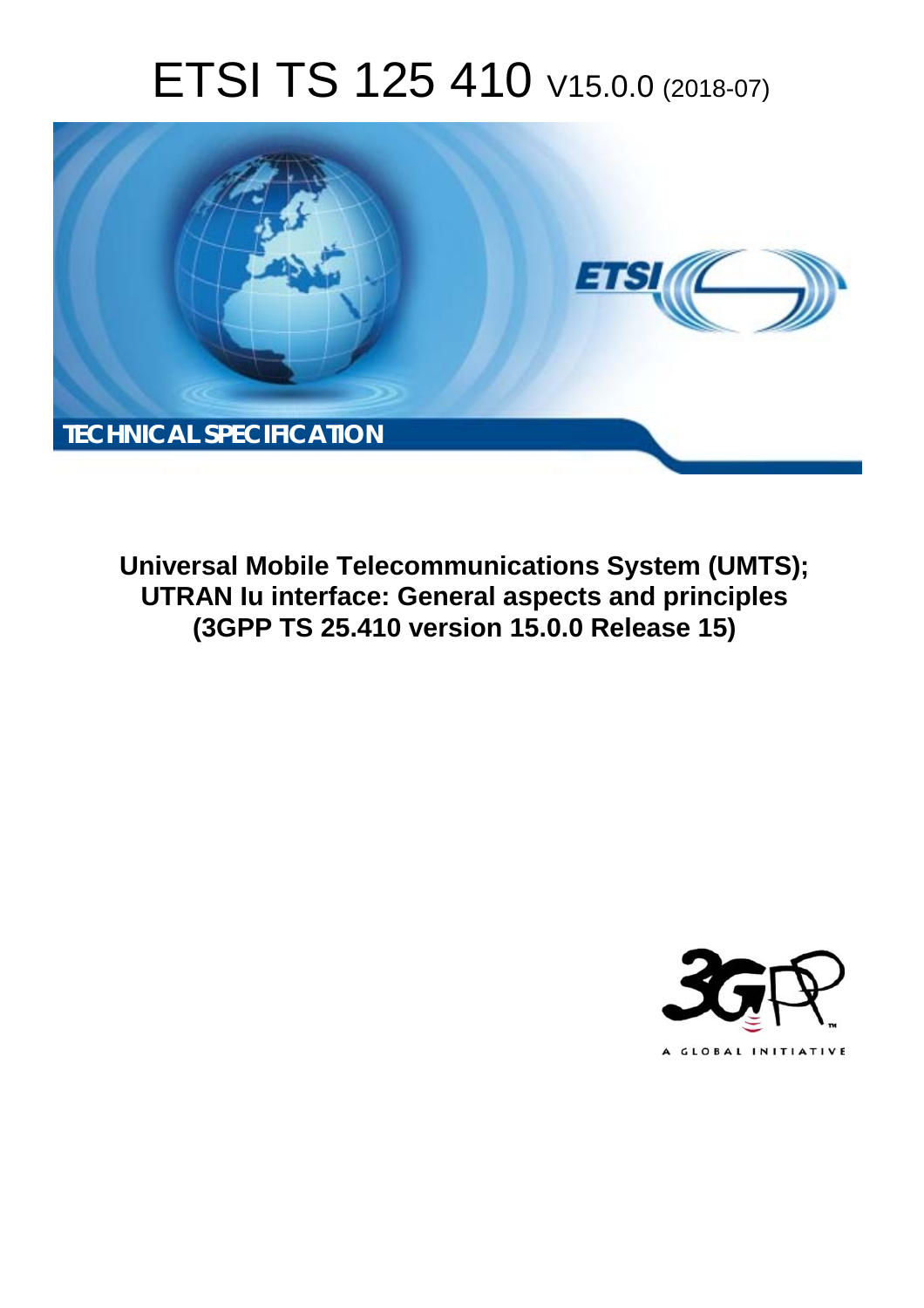# ETSI TS 125 410 V15.0.0 (2018-07)

TECHNICAL SPECIFICATION

**Universal Mobile Telecommunications System (UMTS); UTRAN Iu interface: General aspects and principles (3GPP TS 25.410 version 15.0.0 Release 15)**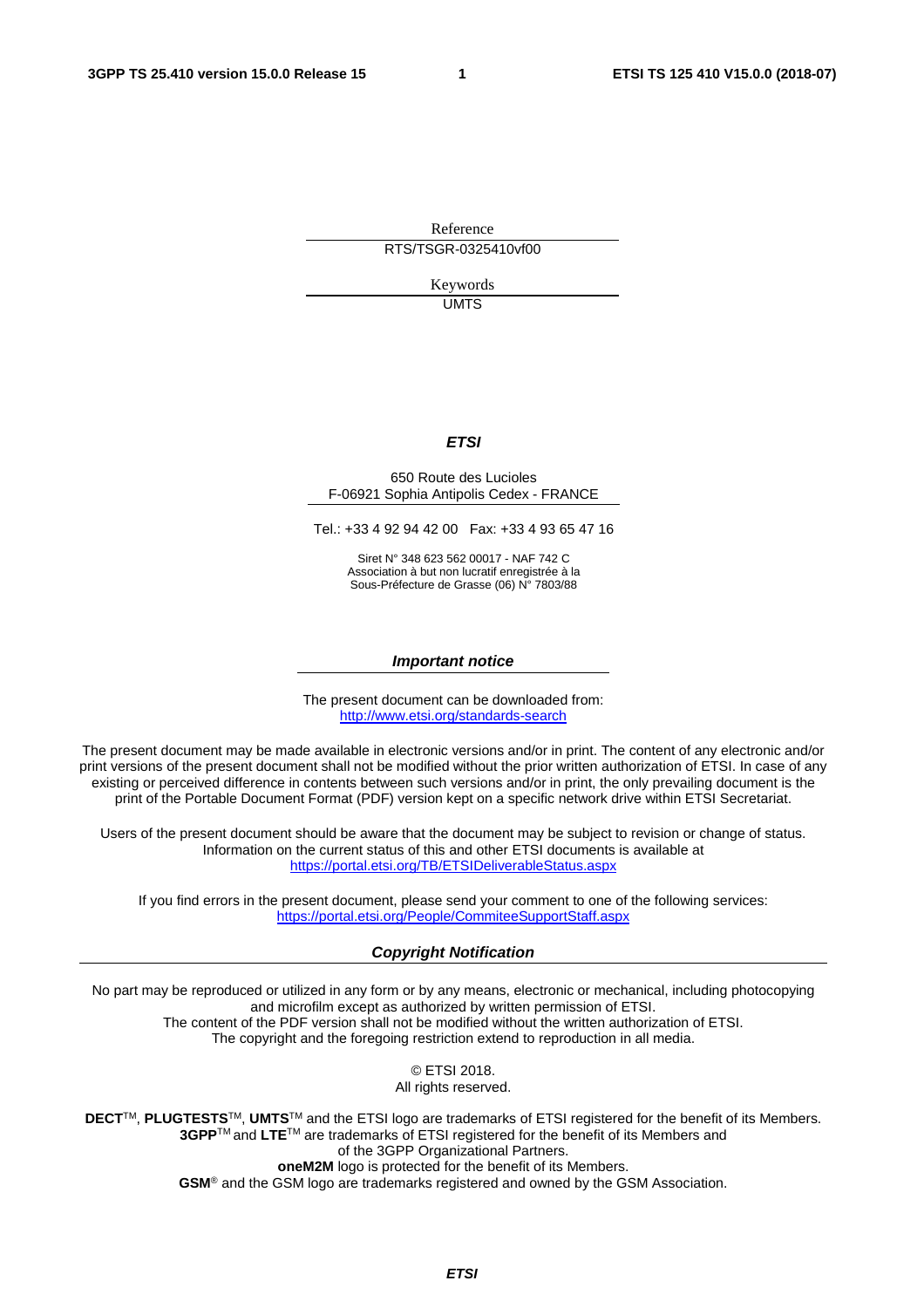Reference

RTS/TSGR-0325410vf00

Keywords

UMTS

***ETSI***

650 Route des Lucioles
F-06921 Sophia Antipolis Cedex - FRANCE

Tel.: +33 4 92 94 42 00   Fax: +33 4 93 65 47 16

Siret N° 348 623 562 00017 - NAF 742 C
Association à but non lucratif enregistrée à la
Sous-Préfecture de Grasse (06) N° 7803/88

***Important notice***

The present document can be downloaded from:
http://www.etsi.org/standards-search

The present document may be made available in electronic versions and/or in print. The content of any electronic and/or print versions of the present document shall not be modified without the prior written authorization of ETSI. In case of any existing or perceived difference in contents between such versions and/or in print, the only prevailing document is the print of the Portable Document Format (PDF) version kept on a specific network drive within ETSI Secretariat.

Users of the present document should be aware that the document may be subject to revision or change of status. Information on the current status of this and other ETSI documents is available at
https://portal.etsi.org/TB/ETSIDeliverableStatus.aspx

If you find errors in the present document, please send your comment to one of the following services:
https://portal.etsi.org/People/CommiteeSupportStaff.aspx

***Copyright Notification***

No part may be reproduced or utilized in any form or by any means, electronic or mechanical, including photocopying and microfilm except as authorized by written permission of ETSI.
The content of the PDF version shall not be modified without the written authorization of ETSI.
The copyright and the foregoing restriction extend to reproduction in all media.

© ETSI 2018.
All rights reserved.

**DECT**TM, **PLUGTESTS**TM, **UMTS**TM and the ETSI logo are trademarks of ETSI registered for the benefit of its Members.
**3GPP**TM and **LTE**TM are trademarks of ETSI registered for the benefit of its Members and of the 3GPP Organizational Partners.
**oneM2M** logo is protected for the benefit of its Members.
**GSM**® and the GSM logo are trademarks registered and owned by the GSM Association.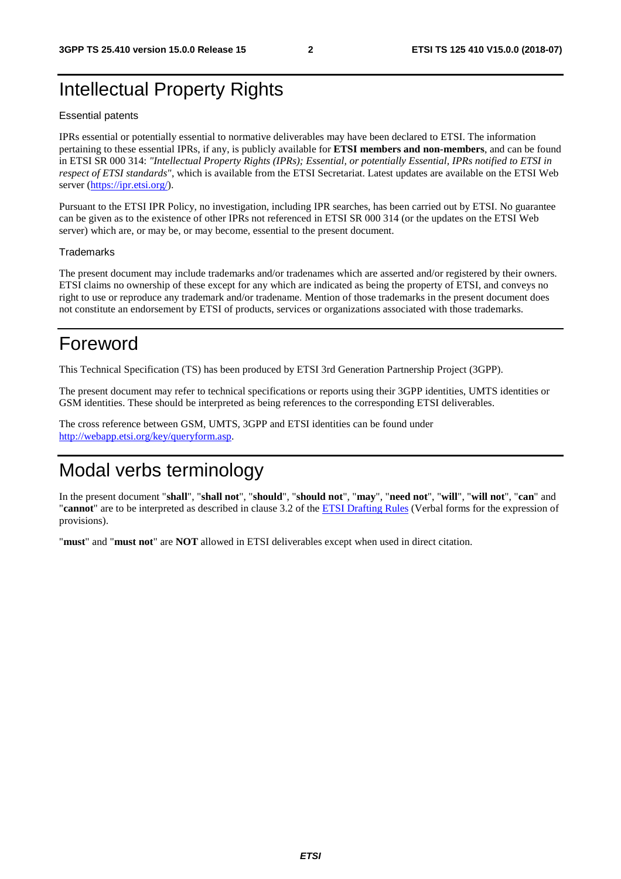# Intellectual Property Rights

Essential patents

IPRs essential or potentially essential to normative deliverables may have been declared to ETSI. The information pertaining to these essential IPRs, if any, is publicly available for **ETSI members and non-members**, and can be found in ETSI SR 000 314: *"Intellectual Property Rights (IPRs); Essential, or potentially Essential, IPRs notified to ETSI in respect of ETSI standards"*, which is available from the ETSI Secretariat. Latest updates are available on the ETSI Web server (https://ipr.etsi.org/).

Pursuant to the ETSI IPR Policy, no investigation, including IPR searches, has been carried out by ETSI. No guarantee can be given as to the existence of other IPRs not referenced in ETSI SR 000 314 (or the updates on the ETSI Web server) which are, or may be, or may become, essential to the present document.

Trademarks

The present document may include trademarks and/or tradenames which are asserted and/or registered by their owners. ETSI claims no ownership of these except for any which are indicated as being the property of ETSI, and conveys no right to use or reproduce any trademark and/or tradename. Mention of those trademarks in the present document does not constitute an endorsement by ETSI of products, services or organizations associated with those trademarks.

# Foreword

This Technical Specification (TS) has been produced by ETSI 3rd Generation Partnership Project (3GPP).

The present document may refer to technical specifications or reports using their 3GPP identities, UMTS identities or GSM identities. These should be interpreted as being references to the corresponding ETSI deliverables.

The cross reference between GSM, UMTS, 3GPP and ETSI identities can be found under http://webapp.etsi.org/key/queryform.asp.

# Modal verbs terminology

In the present document "**shall**", "**shall not**", "**should**", "**should not**", "**may**", "**need not**", "**will**", "**will not**", "**can**" and "**cannot**" are to be interpreted as described in clause 3.2 of the ETSI Drafting Rules (Verbal forms for the expression of provisions).

"**must**" and "**must not**" are **NOT** allowed in ETSI deliverables except when used in direct citation.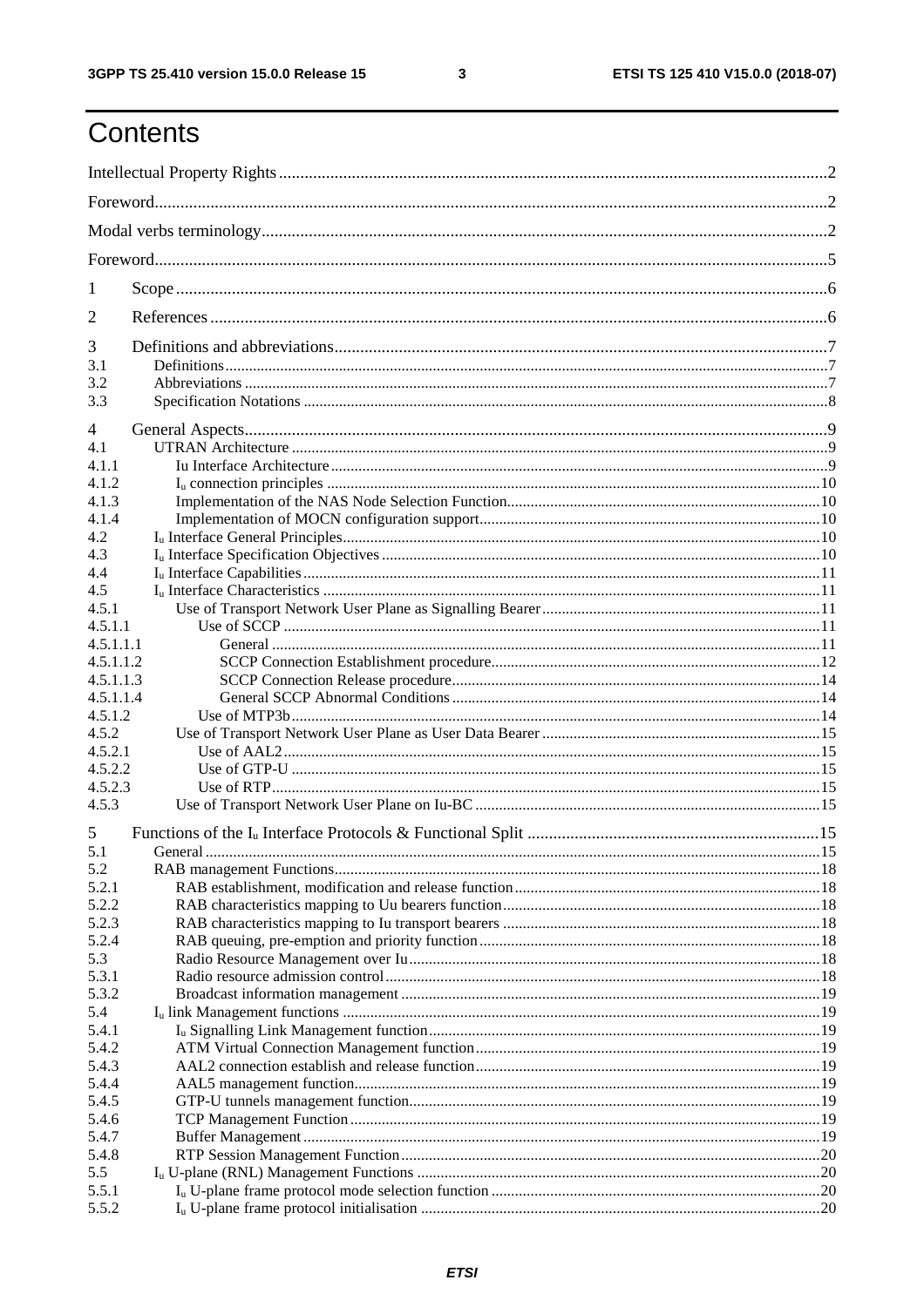# Contents

Intellectual Property Rights ........................................................................................................................ 2

Foreword........................................................................................................................................................ 2

Modal verbs terminology.............................................................................................................................. 2

Foreword........................................................................................................................................................ 5

1 Scope ........................................................................................................................................................ 6

2 References ................................................................................................................................................ 6

3 Definitions and abbreviations.................................................................................................................. 7

3.1 Definitions ............................................................................................................................................... 7

3.2 Abbreviations .......................................................................................................................................... 7

3.3 Specification Notations ........................................................................................................................... 8

4 General Aspects........................................................................................................................................ 9

4.1 UTRAN Architecture .............................................................................................................................. 9

4.1.1 Iu Interface Architecture ...................................................................................................................... 9

4.1.2 $I_u$ connection principles ................................................................................................................ 10

4.1.3 Implementation of the NAS Node Selection Function........................................................................ 10

4.1.4 Implementation of MOCN configuration support............................................................................... 10

4.2 $I_u$ Interface General Principles........................................................................................................... 10

4.3 $I_u$ Interface Specification Objectives ................................................................................................. 10

4.4 $I_u$ Interface Capabilities ..................................................................................................................... 11

4.5 $I_u$ Interface Characteristics ............................................................................................................... 11

4.5.1 Use of Transport Network User Plane as Signalling Bearer ................................................................ 11

4.5.1.1 Use of SCCP ..................................................................................................................................... 11

4.5.1.1.1 General ........................................................................................................................................... 11

4.5.1.1.2 SCCP Connection Establishment procedure.................................................................................... 12

4.5.1.1.3 SCCP Connection Release procedure.............................................................................................. 14

4.5.1.1.4 General SCCP Abnormal Conditions ............................................................................................... 14

4.5.1.2 Use of MTP3b ................................................................................................................................... 14

4.5.2 Use of Transport Network User Plane as User Data Bearer ................................................................ 15

4.5.2.1 Use of AAL2 ..................................................................................................................................... 15

4.5.2.2 Use of GTP-U .................................................................................................................................... 15

4.5.2.3 Use of RTP ........................................................................................................................................ 15

4.5.3 Use of Transport Network User Plane on Iu-BC ................................................................................. 15

5 Functions of the $I_u$ Interface Protocols & Functional Split ............................................................... 15

5.1 General .................................................................................................................................................. 15

5.2 RAB management Functions.................................................................................................................. 18

5.2.1 RAB establishment, modification and release function....................................................................... 18

5.2.2 RAB characteristics mapping to Uu bearers function.......................................................................... 18

5.2.3 RAB characteristics mapping to Iu transport bearers .......................................................................... 18

5.2.4 RAB queuing, pre-emption and priority function................................................................................ 18

5.3 Radio Resource Management over Iu..................................................................................................... 18

5.3.1 Radio resource admission control........................................................................................................ 18

5.3.2 Broadcast information management .................................................................................................... 19

5.4 $I_u$ link Management functions ........................................................................................................... 19

5.4.1 $I_u$ Signalling Link Management function.......................................................................................... 19

5.4.2 ATM Virtual Connection Management function................................................................................. 19

5.4.3 AAL2 connection establish and release function................................................................................. 19

5.4.4 AAL5 management function................................................................................................................ 19

5.4.5 GTP-U tunnels management function.................................................................................................. 19

5.4.6 TCP Management Function ................................................................................................................. 19

5.4.7 Buffer Management ............................................................................................................................. 19

5.4.8 RTP Session Management Function .................................................................................................... 20

5.5 $I_u$ U-plane (RNL) Management Functions .......................................................................................... 20

5.5.1 $I_u$ U-plane frame protocol mode selection function ......................................................................... 20

5.5.2 $I_u$ U-plane frame protocol initialisation ............................................................................................ 20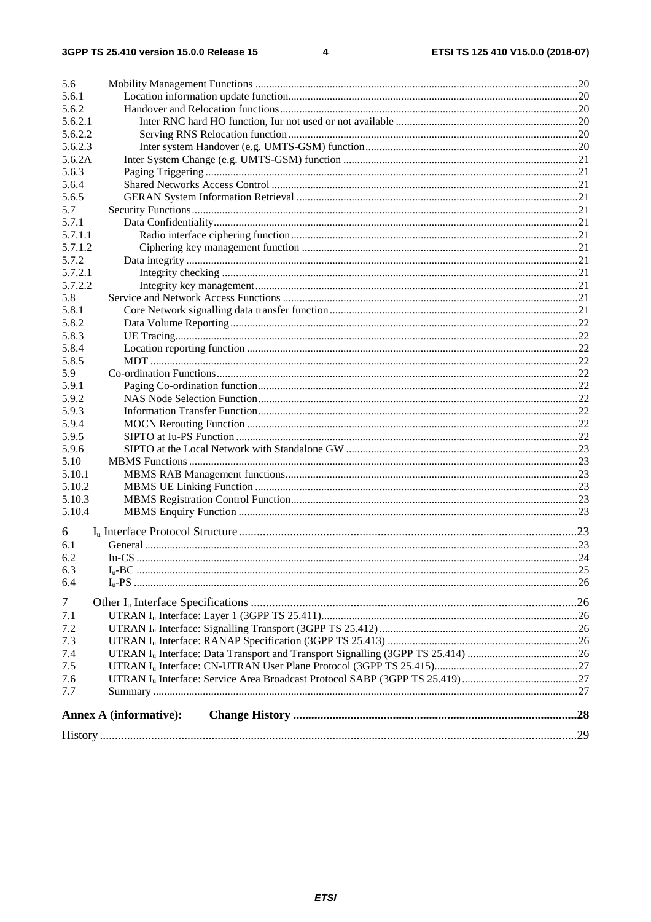5.6 Mobility Management Functions ....................................................................................................................20
5.6.1 Location information update function........................................................................................................20
5.6.2 Handover and Relocation functions...........................................................................................................20
5.6.2.1 Inter RNC hard HO function, Iur not used or not available .................................................................20
5.6.2.2 Serving RNS Relocation function........................................................................................................20
5.6.2.3 Inter system Handover (e.g. UMTS-GSM) function............................................................................20
5.6.2A Inter System Change (e.g. UMTS-GSM) function ....................................................................................21
5.6.3 Paging Triggering .......................................................................................................................................21
5.6.4 Shared Networks Access Control ...............................................................................................................21
5.6.5 GERAN System Information Retrieval .....................................................................................................21
5.7 Security Functions...........................................................................................................................................21
5.7.1 Data Confidentiality...................................................................................................................................21
5.7.1.1 Radio interface ciphering function.......................................................................................................21
5.7.1.2 Ciphering key management function ...................................................................................................21
5.7.2 Data integrity .............................................................................................................................................21
5.7.2.1 Integrity checking ................................................................................................................................21
5.7.2.2 Integrity key management....................................................................................................................21
5.8 Service and Network Access Functions ...........................................................................................................21
5.8.1 Core Network signalling data transfer function.........................................................................................21
5.8.2 Data Volume Reporting.............................................................................................................................22
5.8.3 UE Tracing.................................................................................................................................................22
5.8.4 Location reporting function .......................................................................................................................22
5.8.5 MDT ..........................................................................................................................................................22
5.9 Co-ordination Functions..................................................................................................................................22
5.9.1 Paging Co-ordination function...................................................................................................................22
5.9.2 NAS Node Selection Function...................................................................................................................22
5.9.3 Information Transfer Function...................................................................................................................22
5.9.4 MOCN Rerouting Function .......................................................................................................................22
5.9.5 SIPTO at Iu-PS Function ...........................................................................................................................22
5.9.6 SIPTO at the Local Network with Standalone GW ...................................................................................23
5.10 MBMS Functions ............................................................................................................................................23
5.10.1 MBMS RAB Management functions.........................................................................................................23
5.10.2 MBMS UE Linking Function ....................................................................................................................23
5.10.3 MBMS Registration Control Function.......................................................................................................23
5.10.4 MBMS Enquiry Function ..........................................................................................................................23

6 $I_u$ Interface Protocol Structure ..............................................................................................................23
6.1 General ............................................................................................................................................................23
6.2 Iu-CS ...............................................................................................................................................................24
6.3 $I_u$-BC ...............................................................................................................................................................25
6.4 $I_u$-PS ...............................................................................................................................................................26

7 Other $I_u$ Interface Specifications ..........................................................................................................26
7.1 UTRAN $I_u$ Interface: Layer 1 (3GPP TS 25.411).............................................................................................26
7.2 UTRAN $I_u$ Interface: Signalling Transport (3GPP TS 25.412).......................................................................26
7.3 UTRAN $I_u$ Interface: RANAP Specification (3GPP TS 25.413) .....................................................................26
7.4 UTRAN $I_u$ Interface: Data Transport and Transport Signalling (3GPP TS 25.414) ........................................26
7.5 UTRAN $I_u$ Interface: CN-UTRAN User Plane Protocol (3GPP TS 25.415)...................................................27
7.6 UTRAN $I_u$ Interface: Service Area Broadcast Protocol SABP (3GPP TS 25.419)..........................................27
7.7 Summary .........................................................................................................................................................27

**Annex A (informative): Change History ............................................................................................28**

History ............................................................................................................................................................29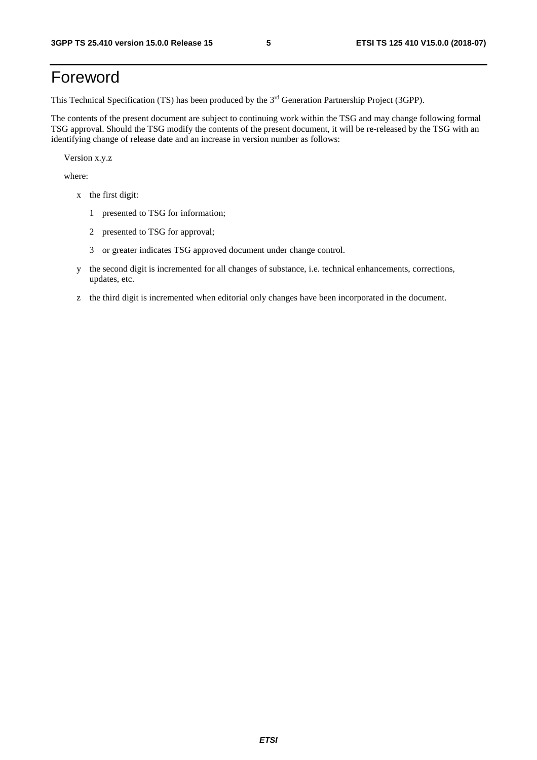# Foreword

This Technical Specification (TS) has been produced by the 3rd Generation Partnership Project (3GPP).

The contents of the present document are subject to continuing work within the TSG and may change following formal TSG approval. Should the TSG modify the contents of the present document, it will be re-released by the TSG with an identifying change of release date and an increase in version number as follows:

Version x.y.z

where:

- x the first digit:
  - 1 presented to TSG for information;
  - 2 presented to TSG for approval;
  - 3 or greater indicates TSG approved document under change control.
- y the second digit is incremented for all changes of substance, i.e. technical enhancements, corrections, updates, etc.
- z the third digit is incremented when editorial only changes have been incorporated in the document.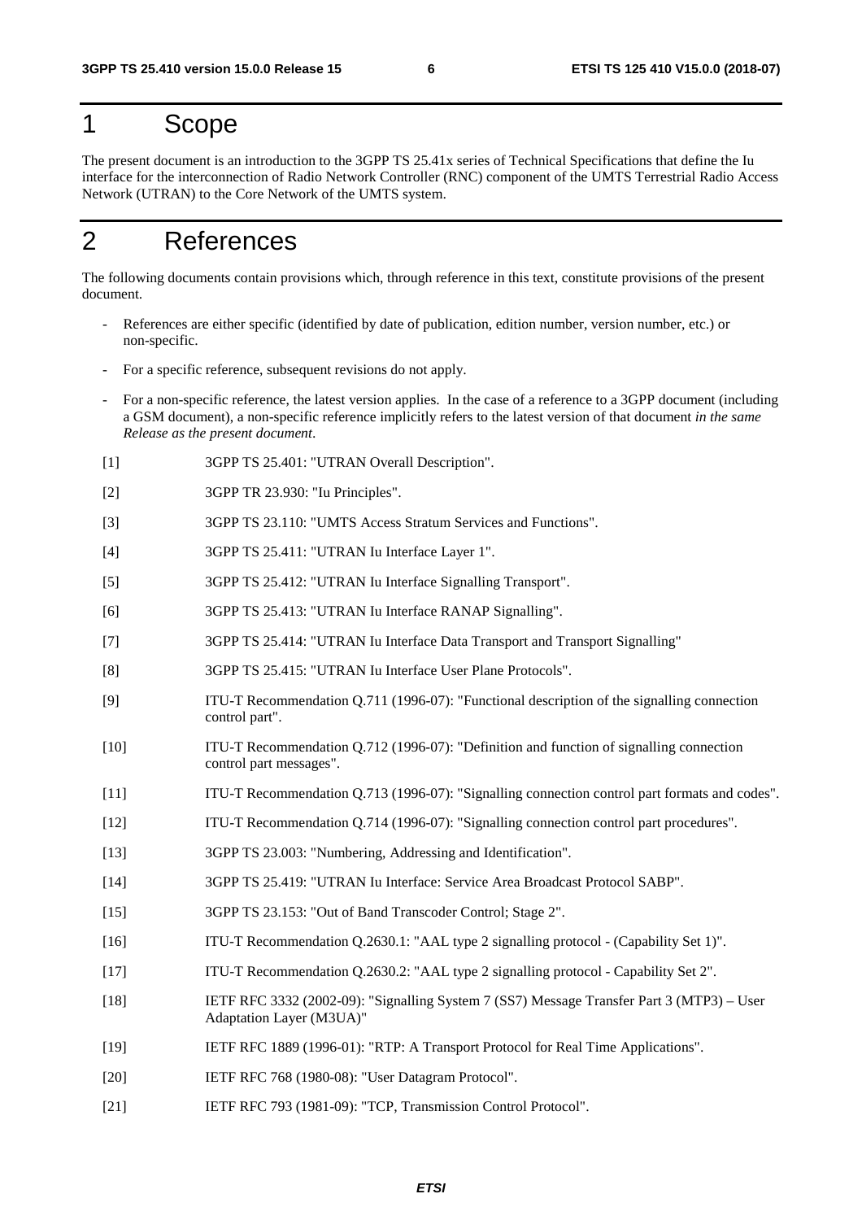# 1 Scope

The present document is an introduction to the 3GPP TS 25.41x series of Technical Specifications that define the Iu interface for the interconnection of Radio Network Controller (RNC) component of the UMTS Terrestrial Radio Access Network (UTRAN) to the Core Network of the UMTS system.

# 2 References

The following documents contain provisions which, through reference in this text, constitute provisions of the present document.

- References are either specific (identified by date of publication, edition number, version number, etc.) or non-specific.
- For a specific reference, subsequent revisions do not apply.
- For a non-specific reference, the latest version applies. In the case of a reference to a 3GPP document (including a GSM document), a non-specific reference implicitly refers to the latest version of that document *in the same Release as the present document*.

[1] 3GPP TS 25.401: "UTRAN Overall Description".

[2] 3GPP TR 23.930: "Iu Principles".

[3] 3GPP TS 23.110: "UMTS Access Stratum Services and Functions".

[4] 3GPP TS 25.411: "UTRAN Iu Interface Layer 1".

[5] 3GPP TS 25.412: "UTRAN Iu Interface Signalling Transport".

[6] 3GPP TS 25.413: "UTRAN Iu Interface RANAP Signalling".

[7] 3GPP TS 25.414: "UTRAN Iu Interface Data Transport and Transport Signalling"

[8] 3GPP TS 25.415: "UTRAN Iu Interface User Plane Protocols".

[9] ITU-T Recommendation Q.711 (1996-07): "Functional description of the signalling connection control part".

[10] ITU-T Recommendation Q.712 (1996-07): "Definition and function of signalling connection control part messages".

[11] ITU-T Recommendation Q.713 (1996-07): "Signalling connection control part formats and codes".

[12] ITU-T Recommendation Q.714 (1996-07): "Signalling connection control part procedures".

[13] 3GPP TS 23.003: "Numbering, Addressing and Identification".

[14] 3GPP TS 25.419: "UTRAN Iu Interface: Service Area Broadcast Protocol SABP".

[15] 3GPP TS 23.153: "Out of Band Transcoder Control; Stage 2".

[16] ITU-T Recommendation Q.2630.1: "AAL type 2 signalling protocol - (Capability Set 1)".

[17] ITU-T Recommendation Q.2630.2: "AAL type 2 signalling protocol - Capability Set 2".

[18] IETF RFC 3332 (2002-09): "Signalling System 7 (SS7) Message Transfer Part 3 (MTP3) – User Adaptation Layer (M3UA)"

[19] IETF RFC 1889 (1996-01): "RTP: A Transport Protocol for Real Time Applications".

[20] IETF RFC 768 (1980-08): "User Datagram Protocol".

[21] IETF RFC 793 (1981-09): "TCP, Transmission Control Protocol".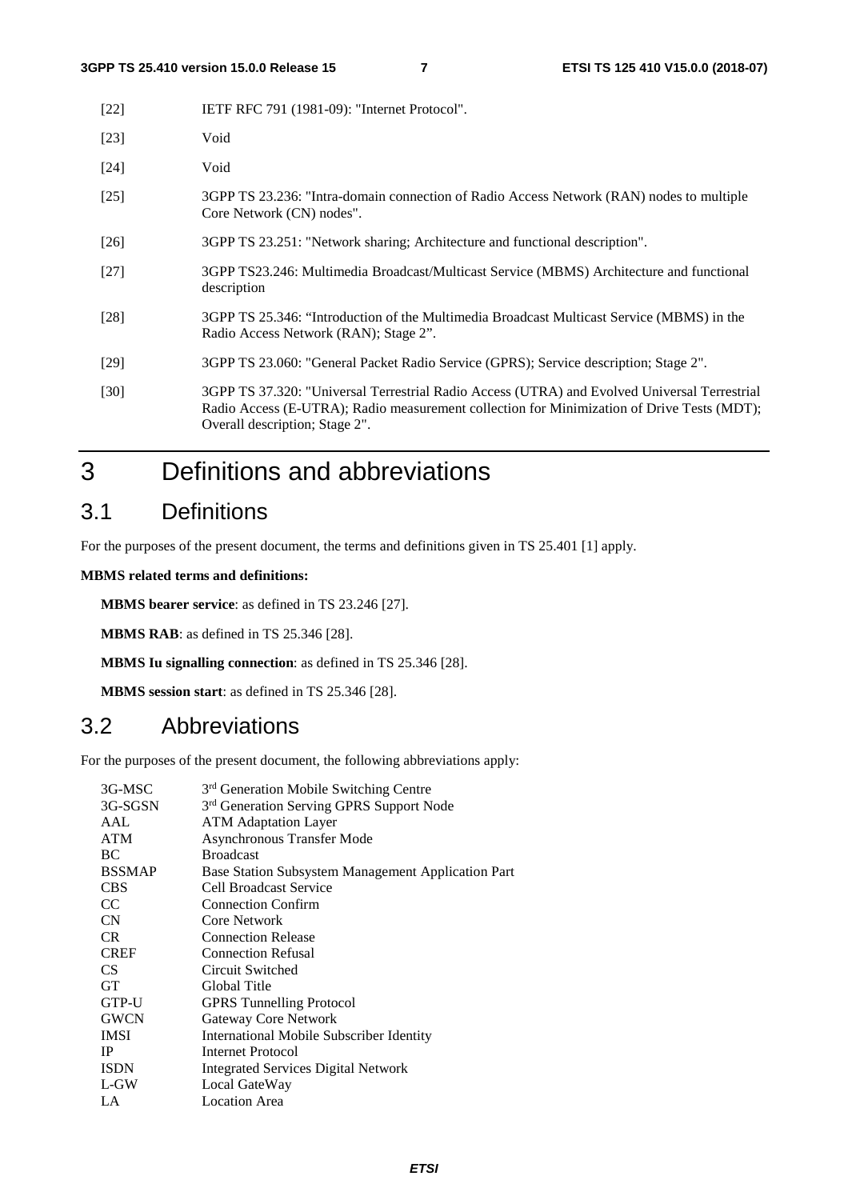[22] IETF RFC 791 (1981-09): "Internet Protocol".

[23] Void

[24] Void

[25] 3GPP TS 23.236: "Intra-domain connection of Radio Access Network (RAN) nodes to multiple Core Network (CN) nodes".

[26] 3GPP TS 23.251: "Network sharing; Architecture and functional description".

[27] 3GPP TS23.246: Multimedia Broadcast/Multicast Service (MBMS) Architecture and functional description

[28] 3GPP TS 25.346: "Introduction of the Multimedia Broadcast Multicast Service (MBMS) in the Radio Access Network (RAN); Stage 2".

[29] 3GPP TS 23.060: "General Packet Radio Service (GPRS); Service description; Stage 2".

[30] 3GPP TS 37.320: "Universal Terrestrial Radio Access (UTRA) and Evolved Universal Terrestrial Radio Access (E-UTRA); Radio measurement collection for Minimization of Drive Tests (MDT); Overall description; Stage 2".

# 3 Definitions and abbreviations

## 3.1 Definitions

For the purposes of the present document, the terms and definitions given in TS 25.401 [1] apply.

**MBMS related terms and definitions:**

**MBMS bearer service**: as defined in TS 23.246 [27].

**MBMS RAB**: as defined in TS 25.346 [28].

**MBMS Iu signalling connection**: as defined in TS 25.346 [28].

**MBMS session start**: as defined in TS 25.346 [28].

## 3.2 Abbreviations

For the purposes of the present document, the following abbreviations apply:

| | |
|---|---|
| 3G-MSC | 3rd Generation Mobile Switching Centre |
| 3G-SGSN | 3rd Generation Serving GPRS Support Node |
| AAL | ATM Adaptation Layer |
| ATM | Asynchronous Transfer Mode |
| BC | Broadcast |
| BSSMAP | Base Station Subsystem Management Application Part |
| CBS | Cell Broadcast Service |
| CC | Connection Confirm |
| CN | Core Network |
| CR | Connection Release |
| CREF | Connection Refusal |
| CS | Circuit Switched |
| GT | Global Title |
| GTP-U | GPRS Tunnelling Protocol |
| GWCN | Gateway Core Network |
| IMSI | International Mobile Subscriber Identity |
| IP | Internet Protocol |
| ISDN | Integrated Services Digital Network |
| L-GW | Local GateWay |
| LA | Location Area |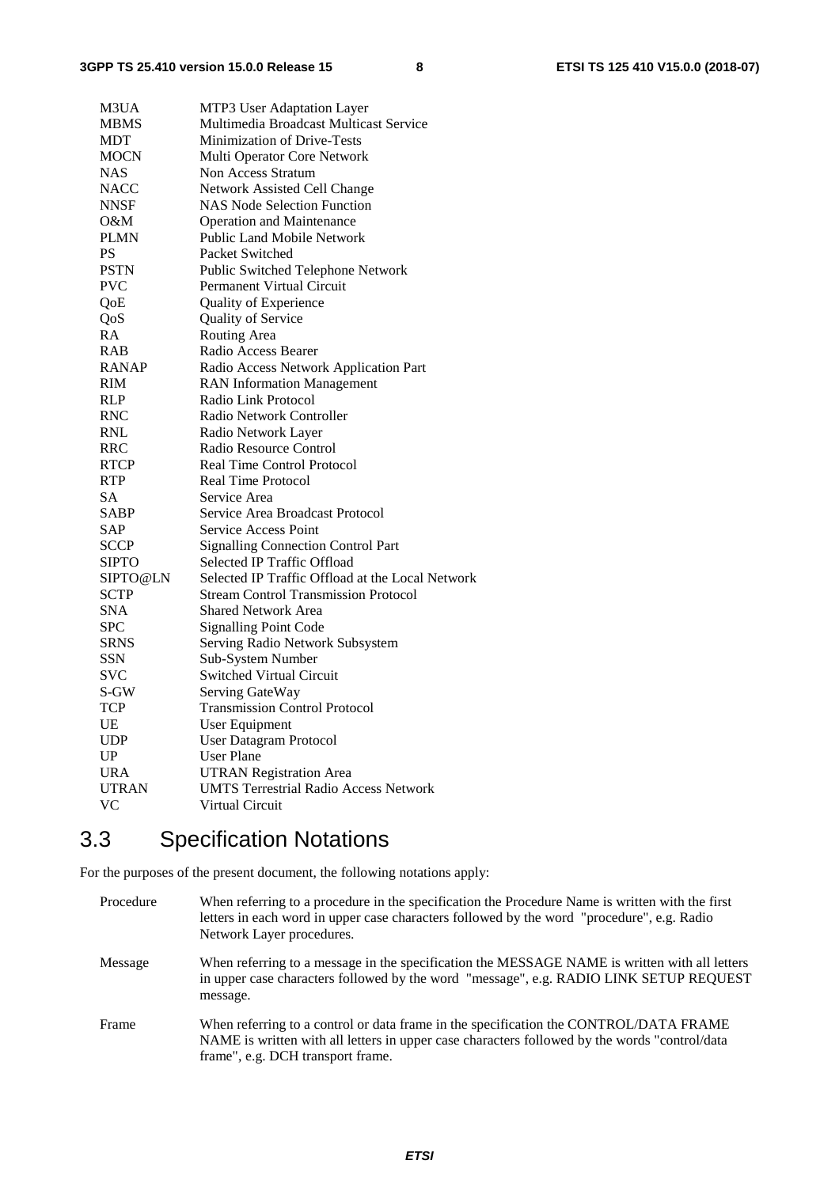| | |
|---|---|
| M3UA | MTP3 User Adaptation Layer |
| MBMS | Multimedia Broadcast Multicast Service |
| MDT | Minimization of Drive-Tests |
| MOCN | Multi Operator Core Network |
| NAS | Non Access Stratum |
| NACC | Network Assisted Cell Change |
| NNSF | NAS Node Selection Function |
| O&M | Operation and Maintenance |
| PLMN | Public Land Mobile Network |
| PS | Packet Switched |
| PSTN | Public Switched Telephone Network |
| PVC | Permanent Virtual Circuit |
| QoE | Quality of Experience |
| QoS | Quality of Service |
| RA | Routing Area |
| RAB | Radio Access Bearer |
| RANAP | Radio Access Network Application Part |
| RIM | RAN Information Management |
| RLP | Radio Link Protocol |
| RNC | Radio Network Controller |
| RNL | Radio Network Layer |
| RRC | Radio Resource Control |
| RTCP | Real Time Control Protocol |
| RTP | Real Time Protocol |
| SA | Service Area |
| SABP | Service Area Broadcast Protocol |
| SAP | Service Access Point |
| SCCP | Signalling Connection Control Part |
| SIPTO | Selected IP Traffic Offload |
| SIPTO@LN | Selected IP Traffic Offload at the Local Network |
| SCTP | Stream Control Transmission Protocol |
| SNA | Shared Network Area |
| SPC | Signalling Point Code |
| SRNS | Serving Radio Network Subsystem |
| SSN | Sub-System Number |
| SVC | Switched Virtual Circuit |
| S-GW | Serving GateWay |
| TCP | Transmission Control Protocol |
| UE | User Equipment |
| UDP | User Datagram Protocol |
| UP | User Plane |
| URA | UTRAN Registration Area |
| UTRAN | UMTS Terrestrial Radio Access Network |
| VC | Virtual Circuit |

## 3.3 Specification Notations

For the purposes of the present document, the following notations apply:

| | |
|---|---|
| Procedure | When referring to a procedure in the specification the Procedure Name is written with the first letters in each word in upper case characters followed by the word "procedure", e.g. Radio Network Layer procedures. |
| Message | When referring to a message in the specification the MESSAGE NAME is written with all letters in upper case characters followed by the word "message", e.g. RADIO LINK SETUP REQUEST message. |
| Frame | When referring to a control or data frame in the specification the CONTROL/DATA FRAME NAME is written with all letters in upper case characters followed by the words "control/data frame", e.g. DCH transport frame. |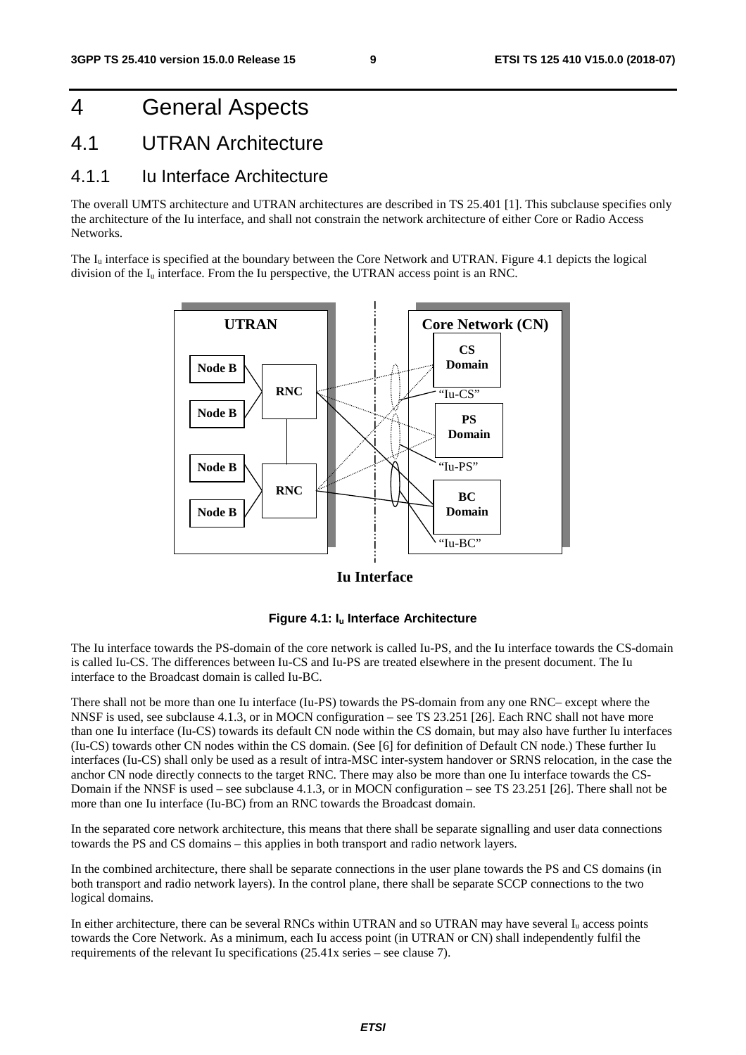# 4 General Aspects

## 4.1 UTRAN Architecture

### 4.1.1 Iu Interface Architecture

The overall UMTS architecture and UTRAN architectures are described in TS 25.401 [1]. This subclause specifies only the architecture of the Iu interface, and shall not constrain the network architecture of either Core or Radio Access Networks.

The $I_u$ interface is specified at the boundary between the Core Network and UTRAN. Figure 4.1 depicts the logical division of the $I_u$ interface. From the Iu perspective, the UTRAN access point is an RNC.

**Figure 4.1: $I_u$ Interface Architecture**

The Iu interface towards the PS-domain of the core network is called Iu-PS, and the Iu interface towards the CS-domain is called Iu-CS. The differences between Iu-CS and Iu-PS are treated elsewhere in the present document. The Iu interface to the Broadcast domain is called Iu-BC.

There shall not be more than one Iu interface (Iu-PS) towards the PS-domain from any one RNC– except where the NNSF is used, see subclause 4.1.3, or in MOCN configuration – see TS 23.251 [26]. Each RNC shall not have more than one Iu interface (Iu-CS) towards its default CN node within the CS domain, but may also have further Iu interfaces (Iu-CS) towards other CN nodes within the CS domain. (See [6] for definition of Default CN node.) These further Iu interfaces (Iu-CS) shall only be used as a result of intra-MSC inter-system handover or SRNS relocation, in the case the anchor CN node directly connects to the target RNC. There may also be more than one Iu interface towards the CS-Domain if the NNSF is used – see subclause 4.1.3, or in MOCN configuration – see TS 23.251 [26]. There shall not be more than one Iu interface (Iu-BC) from an RNC towards the Broadcast domain.

In the separated core network architecture, this means that there shall be separate signalling and user data connections towards the PS and CS domains – this applies in both transport and radio network layers.

In the combined architecture, there shall be separate connections in the user plane towards the PS and CS domains (in both transport and radio network layers). In the control plane, there shall be separate SCCP connections to the two logical domains.

In either architecture, there can be several RNCs within UTRAN and so UTRAN may have several $I_u$ access points towards the Core Network. As a minimum, each Iu access point (in UTRAN or CN) shall independently fulfil the requirements of the relevant Iu specifications (25.41x series – see clause 7).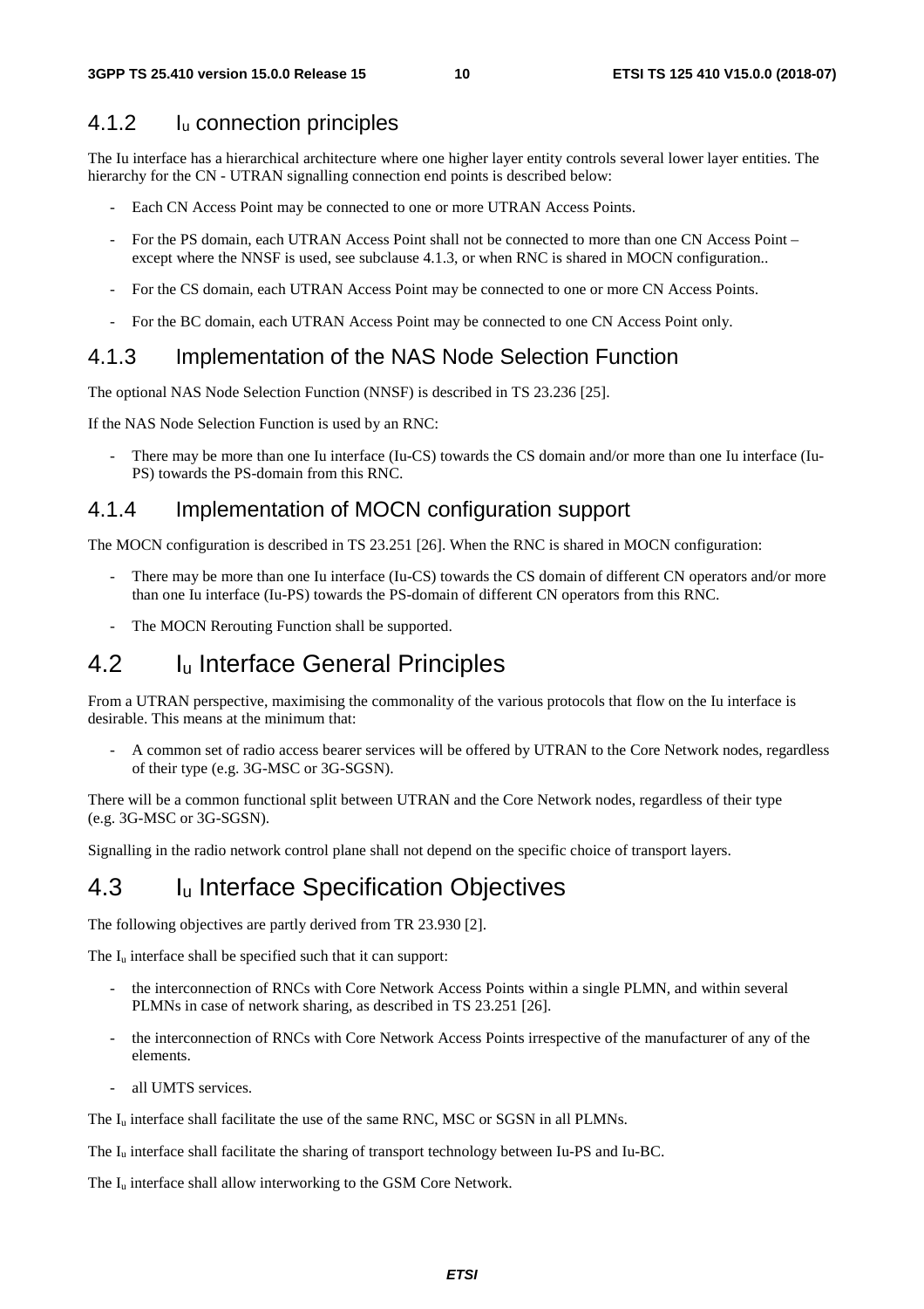### 4.1.2 $I_u$ connection principles

The Iu interface has a hierarchical architecture where one higher layer entity controls several lower layer entities. The hierarchy for the CN - UTRAN signalling connection end points is described below:

- Each CN Access Point may be connected to one or more UTRAN Access Points.
- For the PS domain, each UTRAN Access Point shall not be connected to more than one CN Access Point – except where the NNSF is used, see subclause 4.1.3, or when RNC is shared in MOCN configuration..
- For the CS domain, each UTRAN Access Point may be connected to one or more CN Access Points.
- For the BC domain, each UTRAN Access Point may be connected to one CN Access Point only.

### 4.1.3 Implementation of the NAS Node Selection Function

The optional NAS Node Selection Function (NNSF) is described in TS 23.236 [25].

If the NAS Node Selection Function is used by an RNC:

- There may be more than one Iu interface (Iu-CS) towards the CS domain and/or more than one Iu interface (Iu-PS) towards the PS-domain from this RNC.

### 4.1.4 Implementation of MOCN configuration support

The MOCN configuration is described in TS 23.251 [26]. When the RNC is shared in MOCN configuration:

- There may be more than one Iu interface (Iu-CS) towards the CS domain of different CN operators and/or more than one Iu interface (Iu-PS) towards the PS-domain of different CN operators from this RNC.
- The MOCN Rerouting Function shall be supported.

## 4.2 $I_u$ Interface General Principles

From a UTRAN perspective, maximising the commonality of the various protocols that flow on the Iu interface is desirable. This means at the minimum that:

- A common set of radio access bearer services will be offered by UTRAN to the Core Network nodes, regardless of their type (e.g. 3G-MSC or 3G-SGSN).

There will be a common functional split between UTRAN and the Core Network nodes, regardless of their type (e.g. 3G-MSC or 3G-SGSN).

Signalling in the radio network control plane shall not depend on the specific choice of transport layers.

## 4.3 $I_u$ Interface Specification Objectives

The following objectives are partly derived from TR 23.930 [2].

The $I_u$ interface shall be specified such that it can support:

- the interconnection of RNCs with Core Network Access Points within a single PLMN, and within several PLMNs in case of network sharing, as described in TS 23.251 [26].
- the interconnection of RNCs with Core Network Access Points irrespective of the manufacturer of any of the elements.
- all UMTS services.

The $I_u$ interface shall facilitate the use of the same RNC, MSC or SGSN in all PLMNs.

The $I_u$ interface shall facilitate the sharing of transport technology between Iu-PS and Iu-BC.

The $I_u$ interface shall allow interworking to the GSM Core Network.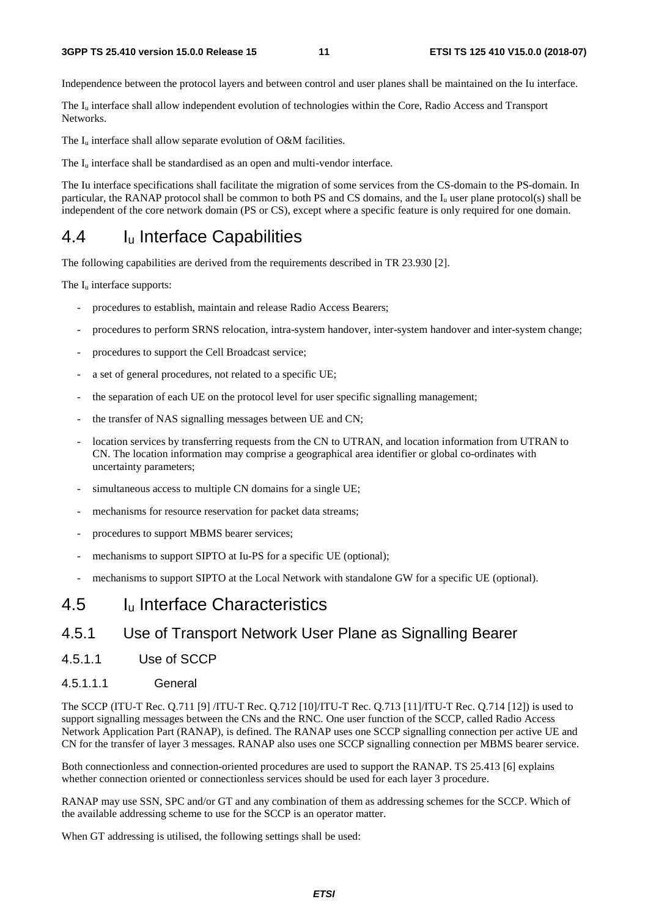Independence between the protocol layers and between control and user planes shall be maintained on the Iu interface.

The $I_u$ interface shall allow independent evolution of technologies within the Core, Radio Access and Transport Networks.

The $I_u$ interface shall allow separate evolution of O&M facilities.

The $I_u$ interface shall be standardised as an open and multi-vendor interface.

The Iu interface specifications shall facilitate the migration of some services from the CS-domain to the PS-domain. In particular, the RANAP protocol shall be common to both PS and CS domains, and the $I_u$ user plane protocol(s) shall be independent of the core network domain (PS or CS), except where a specific feature is only required for one domain.

# 4.4 $I_u$ Interface Capabilities

The following capabilities are derived from the requirements described in TR 23.930 [2].

The $I_u$ interface supports:

- procedures to establish, maintain and release Radio Access Bearers;
- procedures to perform SRNS relocation, intra-system handover, inter-system handover and inter-system change;
- procedures to support the Cell Broadcast service;
- a set of general procedures, not related to a specific UE;
- the separation of each UE on the protocol level for user specific signalling management;
- the transfer of NAS signalling messages between UE and CN;
- location services by transferring requests from the CN to UTRAN, and location information from UTRAN to CN. The location information may comprise a geographical area identifier or global co-ordinates with uncertainty parameters;
- simultaneous access to multiple CN domains for a single UE;
- mechanisms for resource reservation for packet data streams;
- procedures to support MBMS bearer services;
- mechanisms to support SIPTO at Iu-PS for a specific UE (optional);
- mechanisms to support SIPTO at the Local Network with standalone GW for a specific UE (optional).

# 4.5 $I_u$ Interface Characteristics

## 4.5.1 Use of Transport Network User Plane as Signalling Bearer

### 4.5.1.1 Use of SCCP

#### 4.5.1.1.1 General

The SCCP (ITU-T Rec. Q.711 [9] /ITU-T Rec. Q.712 [10]/ITU-T Rec. Q.713 [11]/ITU-T Rec. Q.714 [12]) is used to support signalling messages between the CNs and the RNC. One user function of the SCCP, called Radio Access Network Application Part (RANAP), is defined. The RANAP uses one SCCP signalling connection per active UE and CN for the transfer of layer 3 messages. RANAP also uses one SCCP signalling connection per MBMS bearer service.

Both connectionless and connection-oriented procedures are used to support the RANAP. TS 25.413 [6] explains whether connection oriented or connectionless services should be used for each layer 3 procedure.

RANAP may use SSN, SPC and/or GT and any combination of them as addressing schemes for the SCCP. Which of the available addressing scheme to use for the SCCP is an operator matter.

When GT addressing is utilised, the following settings shall be used: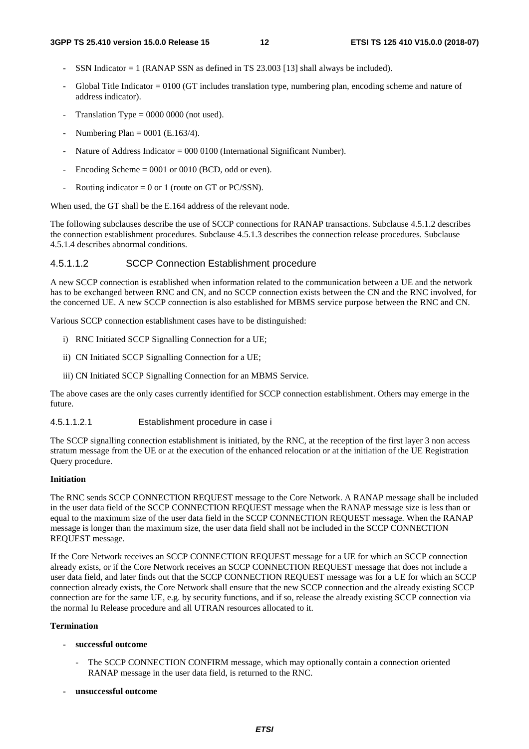- SSN Indicator = 1 (RANAP SSN as defined in TS 23.003 [13] shall always be included).
- Global Title Indicator = 0100 (GT includes translation type, numbering plan, encoding scheme and nature of address indicator).
- Translation Type = 0000 0000 (not used).
- Numbering Plan = 0001 (E.163/4).
- Nature of Address Indicator = 000 0100 (International Significant Number).
- Encoding Scheme = 0001 or 0010 (BCD, odd or even).
- Routing indicator = 0 or 1 (route on GT or PC/SSN).

When used, the GT shall be the E.164 address of the relevant node.

The following subclauses describe the use of SCCP connections for RANAP transactions. Subclause 4.5.1.2 describes the connection establishment procedures. Subclause 4.5.1.3 describes the connection release procedures. Subclause 4.5.1.4 describes abnormal conditions.

#### 4.5.1.1.2 SCCP Connection Establishment procedure

A new SCCP connection is established when information related to the communication between a UE and the network has to be exchanged between RNC and CN, and no SCCP connection exists between the CN and the RNC involved, for the concerned UE. A new SCCP connection is also established for MBMS service purpose between the RNC and CN.

Various SCCP connection establishment cases have to be distinguished:

i) RNC Initiated SCCP Signalling Connection for a UE;

ii) CN Initiated SCCP Signalling Connection for a UE;

iii) CN Initiated SCCP Signalling Connection for an MBMS Service.

The above cases are the only cases currently identified for SCCP connection establishment. Others may emerge in the future.

##### 4.5.1.1.2.1 Establishment procedure in case i

The SCCP signalling connection establishment is initiated, by the RNC, at the reception of the first layer 3 non access stratum message from the UE or at the execution of the enhanced relocation or at the initiation of the UE Registration Query procedure.

**Initiation**

The RNC sends SCCP CONNECTION REQUEST message to the Core Network. A RANAP message shall be included in the user data field of the SCCP CONNECTION REQUEST message when the RANAP message size is less than or equal to the maximum size of the user data field in the SCCP CONNECTION REQUEST message. When the RANAP message is longer than the maximum size, the user data field shall not be included in the SCCP CONNECTION REQUEST message.

If the Core Network receives an SCCP CONNECTION REQUEST message for a UE for which an SCCP connection already exists, or if the Core Network receives an SCCP CONNECTION REQUEST message that does not include a user data field, and later finds out that the SCCP CONNECTION REQUEST message was for a UE for which an SCCP connection already exists, the Core Network shall ensure that the new SCCP connection and the already existing SCCP connection are for the same UE, e.g. by security functions, and if so, release the already existing SCCP connection via the normal Iu Release procedure and all UTRAN resources allocated to it.

**Termination**

- **successful outcome**
  - The SCCP CONNECTION CONFIRM message, which may optionally contain a connection oriented RANAP message in the user data field, is returned to the RNC.
- **unsuccessful outcome**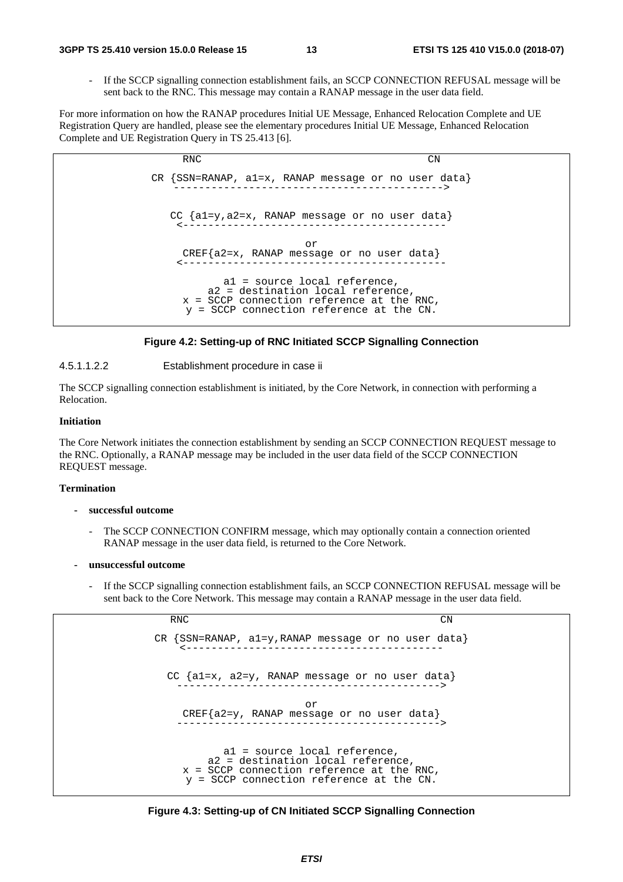- If the SCCP signalling connection establishment fails, an SCCP CONNECTION REFUSAL message will be sent back to the RNC. This message may contain a RANAP message in the user data field.

For more information on how the RANAP procedures Initial UE Message, Enhanced Relocation Complete and UE Registration Query are handled, please see the elementary procedures Initial UE Message, Enhanced Relocation Complete and UE Registration Query in TS 25.413 [6].

```
            RNC                                          CN

 CR {SSN=RANAP, a1=x, RANAP message or no user data}
    -------------------------------------------->


    CC {a1=y,a2=x, RANAP message or no user data}
    <--------------------------------------------

                           or
    CREF{a2=x, RANAP message or no user data}
    <--------------------------------------------

              a1 = source local reference,
          a2 = destination local reference,
      x = SCCP connection reference at the RNC,
       y = SCCP connection reference at the CN.
```

**Figure 4.2: Setting-up of RNC Initiated SCCP Signalling Connection**

4.5.1.1.2.2 Establishment procedure in case ii

The SCCP signalling connection establishment is initiated, by the Core Network, in connection with performing a Relocation.

**Initiation**

The Core Network initiates the connection establishment by sending an SCCP CONNECTION REQUEST message to the RNC. Optionally, a RANAP message may be included in the user data field of the SCCP CONNECTION REQUEST message.

**Termination**

- **successful outcome**
  - The SCCP CONNECTION CONFIRM message, which may optionally contain a connection oriented RANAP message in the user data field, is returned to the Core Network.
- **unsuccessful outcome**
  - If the SCCP signalling connection establishment fails, an SCCP CONNECTION REFUSAL message will be sent back to the Core Network. This message may contain a RANAP message in the user data field.

```
            RNC                                          CN

 CR {SSN=RANAP, a1=y,RANAP message or no user data}
    <----------------------------------------


   CC {a1=x, a2=y, RANAP message or no user data}
    ------------------------------------------>

                           or
    CREF{a2=y, RANAP message or no user data}
    ------------------------------------------>


              a1 = source local reference,
          a2 = destination local reference,
      x = SCCP connection reference at the RNC,
       y = SCCP connection reference at the CN.
```

**Figure 4.3: Setting-up of CN Initiated SCCP Signalling Connection**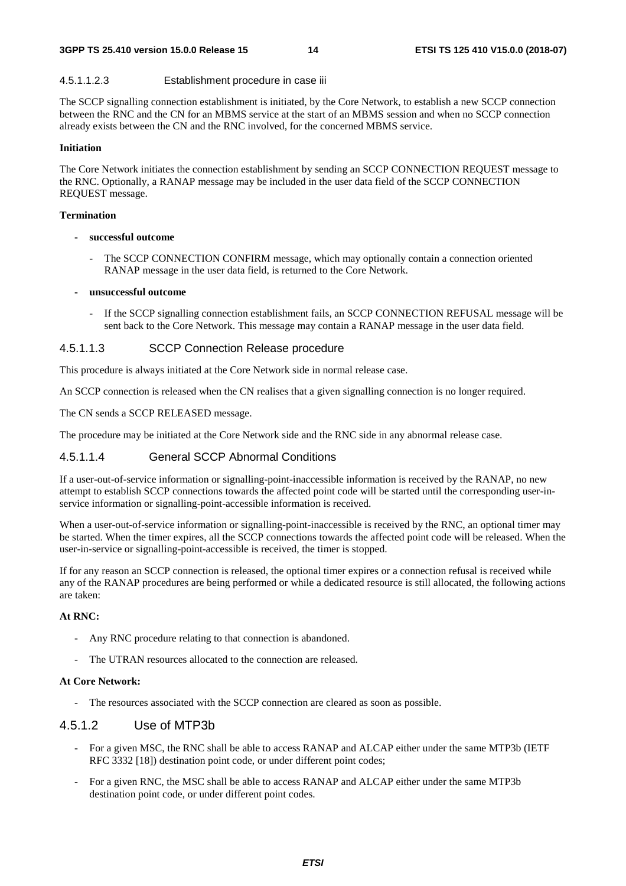##### 4.5.1.1.2.3 Establishment procedure in case iii

The SCCP signalling connection establishment is initiated, by the Core Network, to establish a new SCCP connection between the RNC and the CN for an MBMS service at the start of an MBMS session and when no SCCP connection already exists between the CN and the RNC involved, for the concerned MBMS service.

**Initiation**

The Core Network initiates the connection establishment by sending an SCCP CONNECTION REQUEST message to the RNC. Optionally, a RANAP message may be included in the user data field of the SCCP CONNECTION REQUEST message.

**Termination**

- **successful outcome**
  - The SCCP CONNECTION CONFIRM message, which may optionally contain a connection oriented RANAP message in the user data field, is returned to the Core Network.
- **unsuccessful outcome**
  - If the SCCP signalling connection establishment fails, an SCCP CONNECTION REFUSAL message will be sent back to the Core Network. This message may contain a RANAP message in the user data field.

#### 4.5.1.1.3 SCCP Connection Release procedure

This procedure is always initiated at the Core Network side in normal release case.

An SCCP connection is released when the CN realises that a given signalling connection is no longer required.

The CN sends a SCCP RELEASED message.

The procedure may be initiated at the Core Network side and the RNC side in any abnormal release case.

#### 4.5.1.1.4 General SCCP Abnormal Conditions

If a user-out-of-service information or signalling-point-inaccessible information is received by the RANAP, no new attempt to establish SCCP connections towards the affected point code will be started until the corresponding user-in-service information or signalling-point-accessible information is received.

When a user-out-of-service information or signalling-point-inaccessible is received by the RNC, an optional timer may be started. When the timer expires, all the SCCP connections towards the affected point code will be released. When the user-in-service or signalling-point-accessible is received, the timer is stopped.

If for any reason an SCCP connection is released, the optional timer expires or a connection refusal is received while any of the RANAP procedures are being performed or while a dedicated resource is still allocated, the following actions are taken:

**At RNC:**

- Any RNC procedure relating to that connection is abandoned.
- The UTRAN resources allocated to the connection are released.

**At Core Network:**

- The resources associated with the SCCP connection are cleared as soon as possible.

### 4.5.1.2 Use of MTP3b

- For a given MSC, the RNC shall be able to access RANAP and ALCAP either under the same MTP3b (IETF RFC 3332 [18]) destination point code, or under different point codes;
- For a given RNC, the MSC shall be able to access RANAP and ALCAP either under the same MTP3b destination point code, or under different point codes.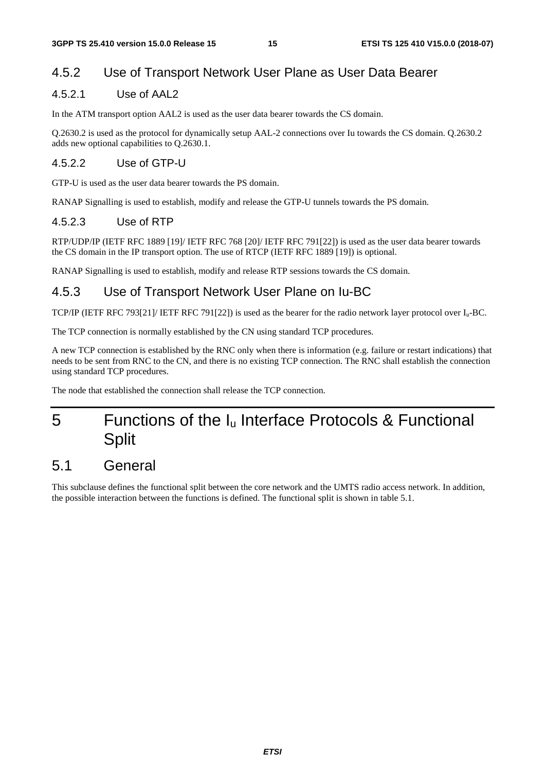### 4.5.2 Use of Transport Network User Plane as User Data Bearer

#### 4.5.2.1 Use of AAL2

In the ATM transport option AAL2 is used as the user data bearer towards the CS domain.

Q.2630.2 is used as the protocol for dynamically setup AAL-2 connections over Iu towards the CS domain. Q.2630.2 adds new optional capabilities to Q.2630.1.

#### 4.5.2.2 Use of GTP-U

GTP-U is used as the user data bearer towards the PS domain.

RANAP Signalling is used to establish, modify and release the GTP-U tunnels towards the PS domain.

#### 4.5.2.3 Use of RTP

RTP/UDP/IP (IETF RFC 1889 [19]/ IETF RFC 768 [20]/ IETF RFC 791[22]) is used as the user data bearer towards the CS domain in the IP transport option. The use of RTCP (IETF RFC 1889 [19]) is optional.

RANAP Signalling is used to establish, modify and release RTP sessions towards the CS domain.

### 4.5.3 Use of Transport Network User Plane on Iu-BC

TCP/IP (IETF RFC 793[21]/ IETF RFC 791[22]) is used as the bearer for the radio network layer protocol over $I_u$-BC.

The TCP connection is normally established by the CN using standard TCP procedures.

A new TCP connection is established by the RNC only when there is information (e.g. failure or restart indications) that needs to be sent from RNC to the CN, and there is no existing TCP connection. The RNC shall establish the connection using standard TCP procedures.

The node that established the connection shall release the TCP connection.

# 5 Functions of the $I_u$ Interface Protocols & Functional Split

## 5.1 General

This subclause defines the functional split between the core network and the UMTS radio access network. In addition, the possible interaction between the functions is defined. The functional split is shown in table 5.1.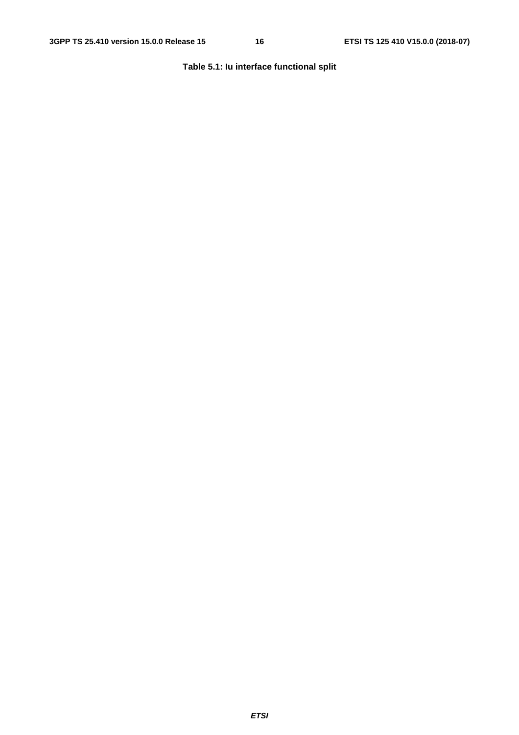**Table 5.1: Iu interface functional split**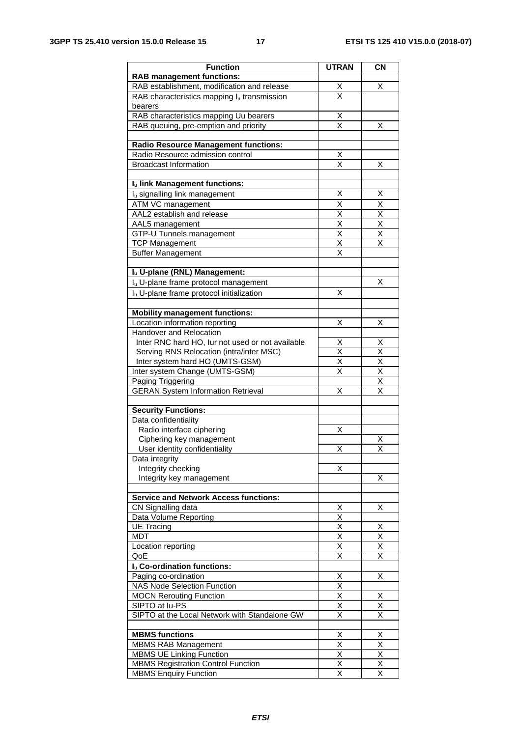| Function | UTRAN | CN |
|---|---|---|
| **RAB management functions:** | | |
| RAB establishment, modification and release | X | X |
| RAB characteristics mapping $I_u$ transmission bearers | X | |
| RAB characteristics mapping Uu bearers | X | |
| RAB queuing, pre-emption and priority | X | X |
| | | |
| **Radio Resource Management functions:** | | |
| Radio Resource admission control | X | |
| Broadcast Information | X | X |
| | | |
| **$I_u$ link Management functions:** | | |
| $I_u$ signalling link management | X | X |
| ATM VC management | X | X |
| AAL2 establish and release | X | X |
| AAL5 management | X | X |
| GTP-U Tunnels management | X | X |
| TCP Management | X | X |
| Buffer Management | X | |
| | | |
| **$I_u$ U-plane (RNL) Management:** | | |
| $I_u$ U-plane frame protocol management | | X |
| $I_u$ U-plane frame protocol initialization | X | |
| | | |
| **Mobility management functions:** | | |
| Location information reporting | X | X |
| Handover and Relocation | | |
| Inter RNC hard HO, Iur not used or not available | X | X |
| Serving RNS Relocation (intra/inter MSC) | X | X |
| Inter system hard HO (UMTS-GSM) | X | X |
| Inter system Change (UMTS-GSM) | X | X |
| Paging Triggering | | X |
| GERAN System Information Retrieval | X | X |
| | | |
| **Security Functions:** | | |
| Data confidentiality | | |
| Radio interface ciphering | X | |
| Ciphering key management | | X |
| User identity confidentiality | X | X |
| Data integrity | | |
| Integrity checking | X | |
| Integrity key management | | X |
| | | |
| **Service and Network Access functions:** | | |
| CN Signalling data | X | X |
| Data Volume Reporting | X | |
| UE Tracing | X | X |
| MDT | X | X |
| Location reporting | X | X |
| QoE | X | X |
| **$I_u$ Co-ordination functions:** | | |
| Paging co-ordination | X | X |
| NAS Node Selection Function | X | |
| MOCN Rerouting Function | X | X |
| SIPTO at Iu-PS | X | X |
| SIPTO at the Local Network with Standalone GW | X | X |
| | | |
| **MBMS functions** | X | X |
| MBMS RAB Management | X | X |
| MBMS UE Linking Function | X | X |
| MBMS Registration Control Function | X | X |
| MBMS Enquiry Function | X | X |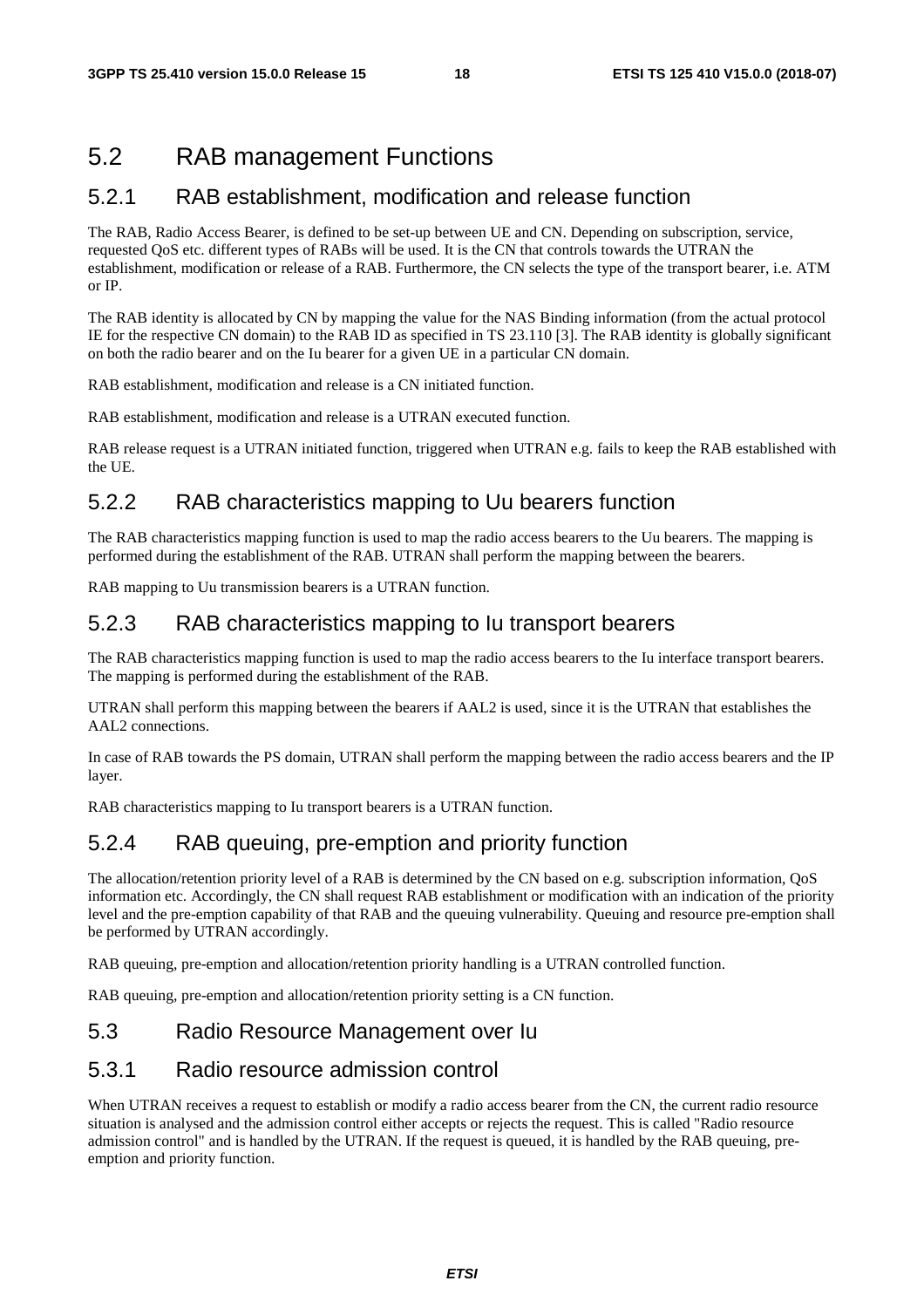## 5.2 RAB management Functions

### 5.2.1 RAB establishment, modification and release function

The RAB, Radio Access Bearer, is defined to be set-up between UE and CN. Depending on subscription, service, requested QoS etc. different types of RABs will be used. It is the CN that controls towards the UTRAN the establishment, modification or release of a RAB. Furthermore, the CN selects the type of the transport bearer, i.e. ATM or IP.

The RAB identity is allocated by CN by mapping the value for the NAS Binding information (from the actual protocol IE for the respective CN domain) to the RAB ID as specified in TS 23.110 [3]. The RAB identity is globally significant on both the radio bearer and on the Iu bearer for a given UE in a particular CN domain.

RAB establishment, modification and release is a CN initiated function.

RAB establishment, modification and release is a UTRAN executed function.

RAB release request is a UTRAN initiated function, triggered when UTRAN e.g. fails to keep the RAB established with the UE.

### 5.2.2 RAB characteristics mapping to Uu bearers function

The RAB characteristics mapping function is used to map the radio access bearers to the Uu bearers. The mapping is performed during the establishment of the RAB. UTRAN shall perform the mapping between the bearers.

RAB mapping to Uu transmission bearers is a UTRAN function.

### 5.2.3 RAB characteristics mapping to Iu transport bearers

The RAB characteristics mapping function is used to map the radio access bearers to the Iu interface transport bearers. The mapping is performed during the establishment of the RAB.

UTRAN shall perform this mapping between the bearers if AAL2 is used, since it is the UTRAN that establishes the AAL2 connections.

In case of RAB towards the PS domain, UTRAN shall perform the mapping between the radio access bearers and the IP layer.

RAB characteristics mapping to Iu transport bearers is a UTRAN function.

### 5.2.4 RAB queuing, pre-emption and priority function

The allocation/retention priority level of a RAB is determined by the CN based on e.g. subscription information, QoS information etc. Accordingly, the CN shall request RAB establishment or modification with an indication of the priority level and the pre-emption capability of that RAB and the queuing vulnerability. Queuing and resource pre-emption shall be performed by UTRAN accordingly.

RAB queuing, pre-emption and allocation/retention priority handling is a UTRAN controlled function.

RAB queuing, pre-emption and allocation/retention priority setting is a CN function.

## 5.3 Radio Resource Management over Iu

### 5.3.1 Radio resource admission control

When UTRAN receives a request to establish or modify a radio access bearer from the CN, the current radio resource situation is analysed and the admission control either accepts or rejects the request. This is called "Radio resource admission control" and is handled by the UTRAN. If the request is queued, it is handled by the RAB queuing, pre-emption and priority function.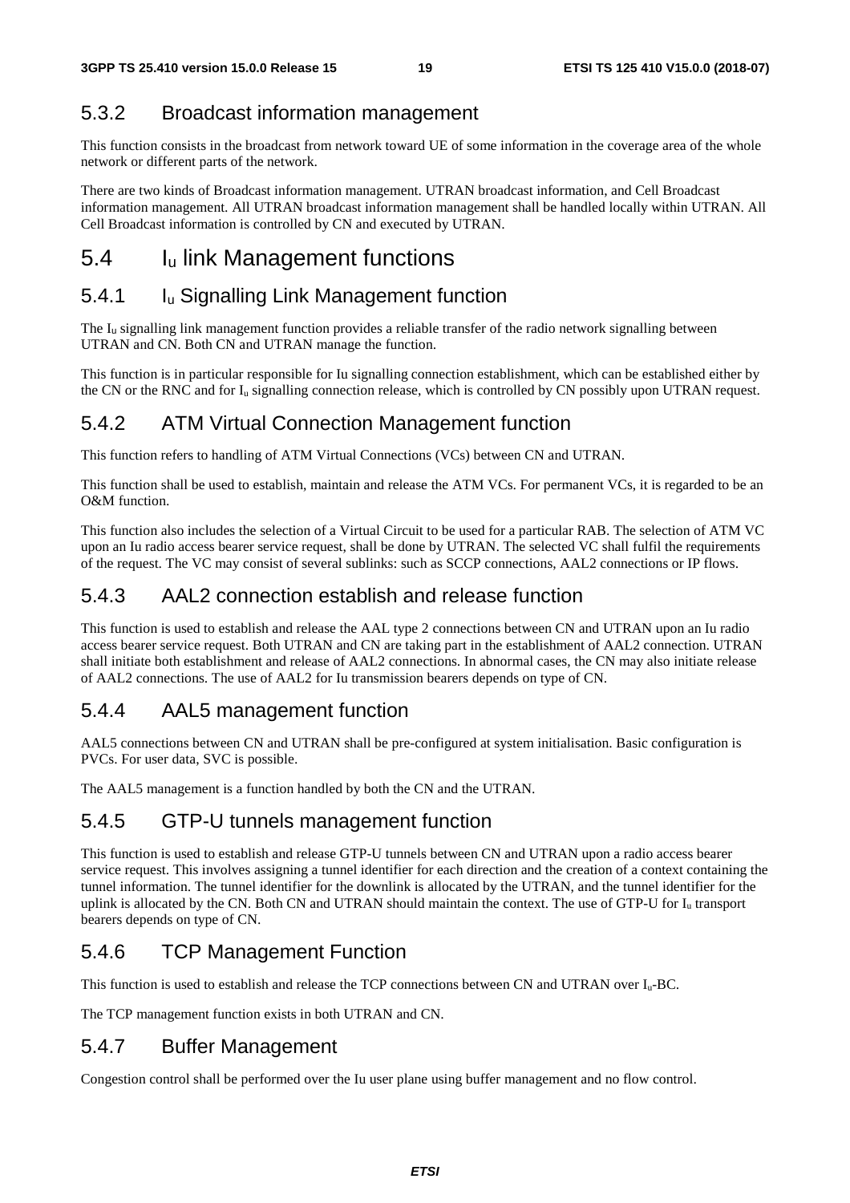### 5.3.2 Broadcast information management

This function consists in the broadcast from network toward UE of some information in the coverage area of the whole network or different parts of the network.

There are two kinds of Broadcast information management. UTRAN broadcast information, and Cell Broadcast information management. All UTRAN broadcast information management shall be handled locally within UTRAN. All Cell Broadcast information is controlled by CN and executed by UTRAN.

## 5.4 $I_u$ link Management functions

### 5.4.1 $I_u$ Signalling Link Management function

The $I_u$ signalling link management function provides a reliable transfer of the radio network signalling between UTRAN and CN. Both CN and UTRAN manage the function.

This function is in particular responsible for Iu signalling connection establishment, which can be established either by the CN or the RNC and for $I_u$ signalling connection release, which is controlled by CN possibly upon UTRAN request.

### 5.4.2 ATM Virtual Connection Management function

This function refers to handling of ATM Virtual Connections (VCs) between CN and UTRAN.

This function shall be used to establish, maintain and release the ATM VCs. For permanent VCs, it is regarded to be an O&M function.

This function also includes the selection of a Virtual Circuit to be used for a particular RAB. The selection of ATM VC upon an Iu radio access bearer service request, shall be done by UTRAN. The selected VC shall fulfil the requirements of the request. The VC may consist of several sublinks: such as SCCP connections, AAL2 connections or IP flows.

### 5.4.3 AAL2 connection establish and release function

This function is used to establish and release the AAL type 2 connections between CN and UTRAN upon an Iu radio access bearer service request. Both UTRAN and CN are taking part in the establishment of AAL2 connection. UTRAN shall initiate both establishment and release of AAL2 connections. In abnormal cases, the CN may also initiate release of AAL2 connections. The use of AAL2 for Iu transmission bearers depends on type of CN.

### 5.4.4 AAL5 management function

AAL5 connections between CN and UTRAN shall be pre-configured at system initialisation. Basic configuration is PVCs. For user data, SVC is possible.

The AAL5 management is a function handled by both the CN and the UTRAN.

### 5.4.5 GTP-U tunnels management function

This function is used to establish and release GTP-U tunnels between CN and UTRAN upon a radio access bearer service request. This involves assigning a tunnel identifier for each direction and the creation of a context containing the tunnel information. The tunnel identifier for the downlink is allocated by the UTRAN, and the tunnel identifier for the uplink is allocated by the CN. Both CN and UTRAN should maintain the context. The use of GTP-U for $I_u$ transport bearers depends on type of CN.

### 5.4.6 TCP Management Function

This function is used to establish and release the TCP connections between CN and UTRAN over $I_u$-BC.

The TCP management function exists in both UTRAN and CN.

### 5.4.7 Buffer Management

Congestion control shall be performed over the Iu user plane using buffer management and no flow control.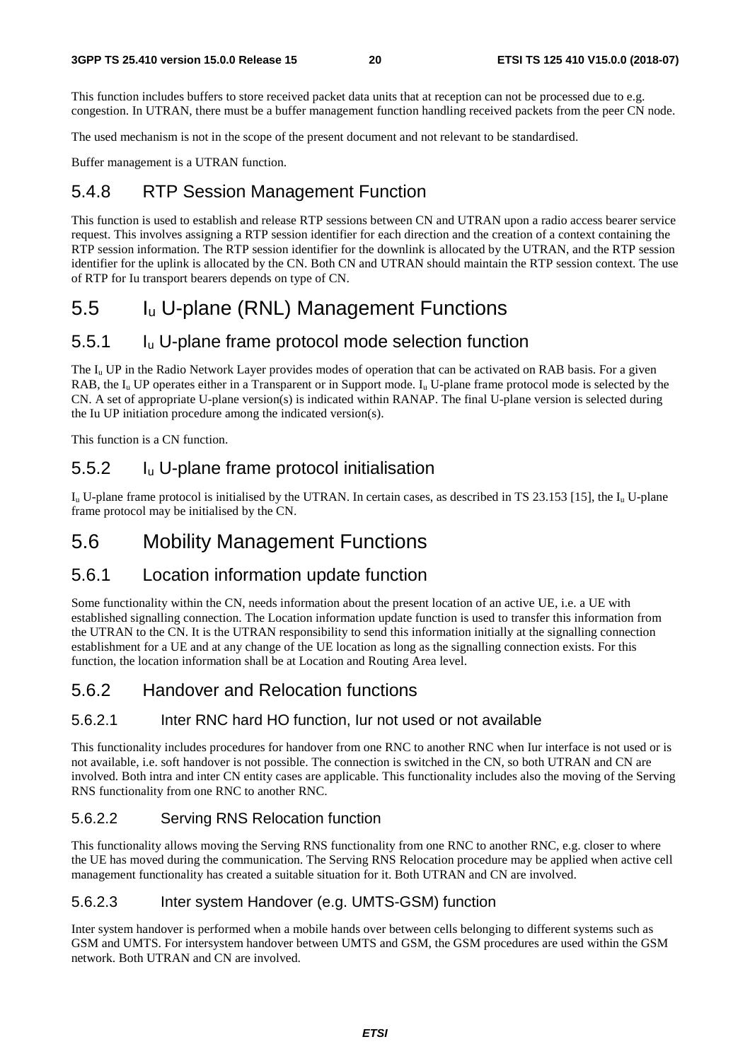This function includes buffers to store received packet data units that at reception can not be processed due to e.g. congestion. In UTRAN, there must be a buffer management function handling received packets from the peer CN node.

The used mechanism is not in the scope of the present document and not relevant to be standardised.

Buffer management is a UTRAN function.

### 5.4.8 RTP Session Management Function

This function is used to establish and release RTP sessions between CN and UTRAN upon a radio access bearer service request. This involves assigning a RTP session identifier for each direction and the creation of a context containing the RTP session information. The RTP session identifier for the downlink is allocated by the UTRAN, and the RTP session identifier for the uplink is allocated by the CN. Both CN and UTRAN should maintain the RTP session context. The use of RTP for Iu transport bearers depends on type of CN.

## 5.5 $I_u$ U-plane (RNL) Management Functions

### 5.5.1 $I_u$ U-plane frame protocol mode selection function

The $I_u$ UP in the Radio Network Layer provides modes of operation that can be activated on RAB basis. For a given RAB, the $I_u$ UP operates either in a Transparent or in Support mode. $I_u$ U-plane frame protocol mode is selected by the CN. A set of appropriate U-plane version(s) is indicated within RANAP. The final U-plane version is selected during the Iu UP initiation procedure among the indicated version(s).

This function is a CN function.

### 5.5.2 $I_u$ U-plane frame protocol initialisation

$I_u$ U-plane frame protocol is initialised by the UTRAN. In certain cases, as described in TS 23.153 [15], the $I_u$ U-plane frame protocol may be initialised by the CN.

## 5.6 Mobility Management Functions

### 5.6.1 Location information update function

Some functionality within the CN, needs information about the present location of an active UE, i.e. a UE with established signalling connection. The Location information update function is used to transfer this information from the UTRAN to the CN. It is the UTRAN responsibility to send this information initially at the signalling connection establishment for a UE and at any change of the UE location as long as the signalling connection exists. For this function, the location information shall be at Location and Routing Area level.

### 5.6.2 Handover and Relocation functions

#### 5.6.2.1 Inter RNC hard HO function, Iur not used or not available

This functionality includes procedures for handover from one RNC to another RNC when Iur interface is not used or is not available, i.e. soft handover is not possible. The connection is switched in the CN, so both UTRAN and CN are involved. Both intra and inter CN entity cases are applicable. This functionality includes also the moving of the Serving RNS functionality from one RNC to another RNC.

#### 5.6.2.2 Serving RNS Relocation function

This functionality allows moving the Serving RNS functionality from one RNC to another RNC, e.g. closer to where the UE has moved during the communication. The Serving RNS Relocation procedure may be applied when active cell management functionality has created a suitable situation for it. Both UTRAN and CN are involved.

#### 5.6.2.3 Inter system Handover (e.g. UMTS-GSM) function

Inter system handover is performed when a mobile hands over between cells belonging to different systems such as GSM and UMTS. For intersystem handover between UMTS and GSM, the GSM procedures are used within the GSM network. Both UTRAN and CN are involved.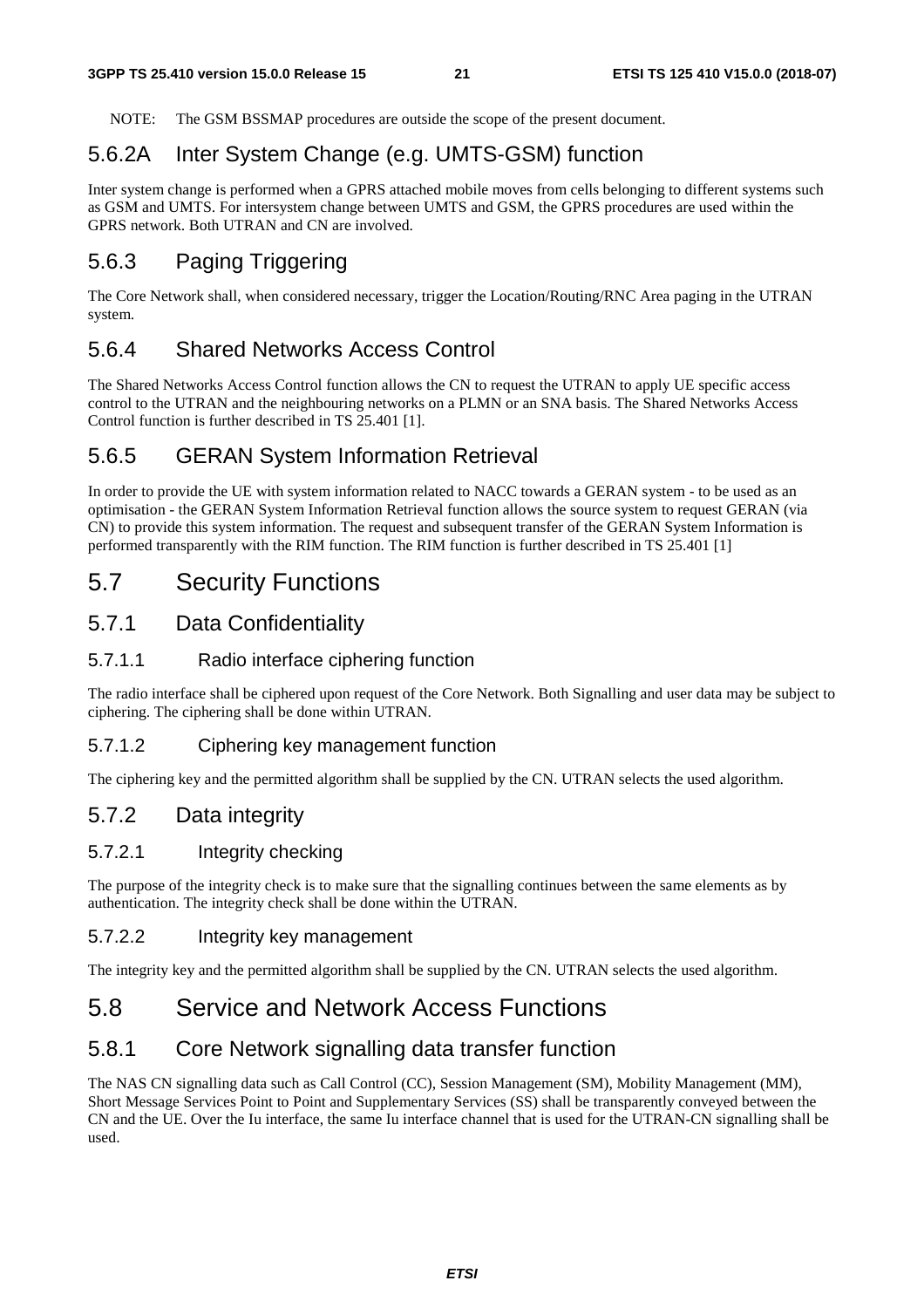NOTE: The GSM BSSMAP procedures are outside the scope of the present document.

### 5.6.2A Inter System Change (e.g. UMTS-GSM) function

Inter system change is performed when a GPRS attached mobile moves from cells belonging to different systems such as GSM and UMTS. For intersystem change between UMTS and GSM, the GPRS procedures are used within the GPRS network. Both UTRAN and CN are involved.

### 5.6.3 Paging Triggering

The Core Network shall, when considered necessary, trigger the Location/Routing/RNC Area paging in the UTRAN system.

### 5.6.4 Shared Networks Access Control

The Shared Networks Access Control function allows the CN to request the UTRAN to apply UE specific access control to the UTRAN and the neighbouring networks on a PLMN or an SNA basis. The Shared Networks Access Control function is further described in TS 25.401 [1].

### 5.6.5 GERAN System Information Retrieval

In order to provide the UE with system information related to NACC towards a GERAN system - to be used as an optimisation - the GERAN System Information Retrieval function allows the source system to request GERAN (via CN) to provide this system information. The request and subsequent transfer of the GERAN System Information is performed transparently with the RIM function. The RIM function is further described in TS 25.401 [1]

## 5.7 Security Functions

### 5.7.1 Data Confidentiality

#### 5.7.1.1 Radio interface ciphering function

The radio interface shall be ciphered upon request of the Core Network. Both Signalling and user data may be subject to ciphering. The ciphering shall be done within UTRAN.

#### 5.7.1.2 Ciphering key management function

The ciphering key and the permitted algorithm shall be supplied by the CN. UTRAN selects the used algorithm.

### 5.7.2 Data integrity

#### 5.7.2.1 Integrity checking

The purpose of the integrity check is to make sure that the signalling continues between the same elements as by authentication. The integrity check shall be done within the UTRAN.

#### 5.7.2.2 Integrity key management

The integrity key and the permitted algorithm shall be supplied by the CN. UTRAN selects the used algorithm.

## 5.8 Service and Network Access Functions

### 5.8.1 Core Network signalling data transfer function

The NAS CN signalling data such as Call Control (CC), Session Management (SM), Mobility Management (MM), Short Message Services Point to Point and Supplementary Services (SS) shall be transparently conveyed between the CN and the UE. Over the Iu interface, the same Iu interface channel that is used for the UTRAN-CN signalling shall be used.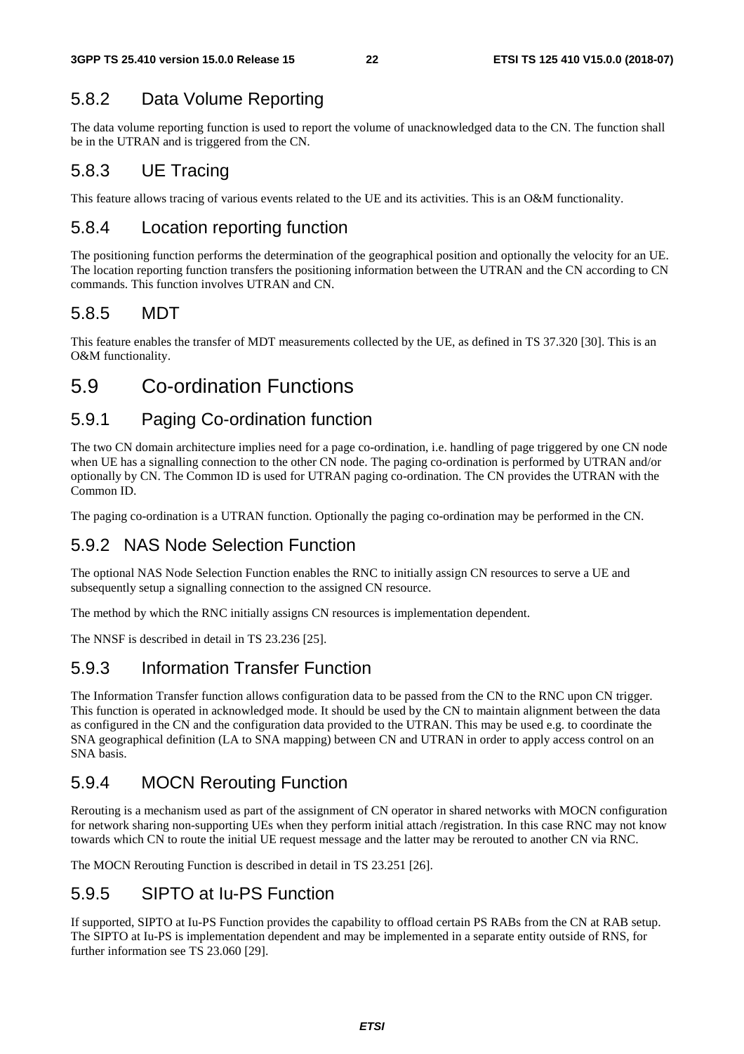### 5.8.2 Data Volume Reporting

The data volume reporting function is used to report the volume of unacknowledged data to the CN. The function shall be in the UTRAN and is triggered from the CN.

### 5.8.3 UE Tracing

This feature allows tracing of various events related to the UE and its activities. This is an O&M functionality.

### 5.8.4 Location reporting function

The positioning function performs the determination of the geographical position and optionally the velocity for an UE. The location reporting function transfers the positioning information between the UTRAN and the CN according to CN commands. This function involves UTRAN and CN.

### 5.8.5 MDT

This feature enables the transfer of MDT measurements collected by the UE, as defined in TS 37.320 [30]. This is an O&M functionality.

## 5.9 Co-ordination Functions

### 5.9.1 Paging Co-ordination function

The two CN domain architecture implies need for a page co-ordination, i.e. handling of page triggered by one CN node when UE has a signalling connection to the other CN node. The paging co-ordination is performed by UTRAN and/or optionally by CN. The Common ID is used for UTRAN paging co-ordination. The CN provides the UTRAN with the Common ID.

The paging co-ordination is a UTRAN function. Optionally the paging co-ordination may be performed in the CN.

### 5.9.2 NAS Node Selection Function

The optional NAS Node Selection Function enables the RNC to initially assign CN resources to serve a UE and subsequently setup a signalling connection to the assigned CN resource.

The method by which the RNC initially assigns CN resources is implementation dependent.

The NNSF is described in detail in TS 23.236 [25].

### 5.9.3 Information Transfer Function

The Information Transfer function allows configuration data to be passed from the CN to the RNC upon CN trigger. This function is operated in acknowledged mode. It should be used by the CN to maintain alignment between the data as configured in the CN and the configuration data provided to the UTRAN. This may be used e.g. to coordinate the SNA geographical definition (LA to SNA mapping) between CN and UTRAN in order to apply access control on an SNA basis.

### 5.9.4 MOCN Rerouting Function

Rerouting is a mechanism used as part of the assignment of CN operator in shared networks with MOCN configuration for network sharing non-supporting UEs when they perform initial attach /registration. In this case RNC may not know towards which CN to route the initial UE request message and the latter may be rerouted to another CN via RNC.

The MOCN Rerouting Function is described in detail in TS 23.251 [26].

### 5.9.5 SIPTO at Iu-PS Function

If supported, SIPTO at Iu-PS Function provides the capability to offload certain PS RABs from the CN at RAB setup. The SIPTO at Iu-PS is implementation dependent and may be implemented in a separate entity outside of RNS, for further information see TS 23.060 [29].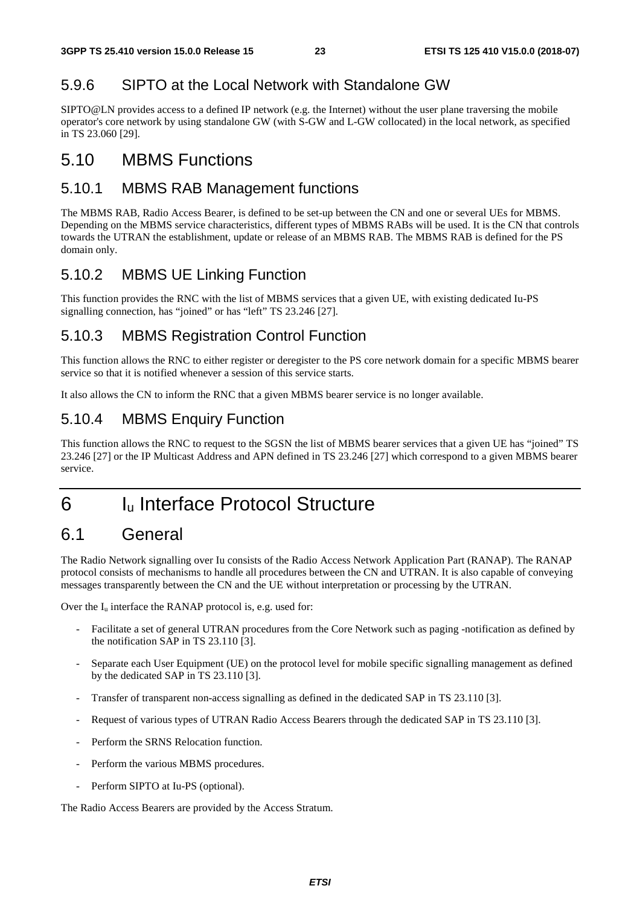### 5.9.6 SIPTO at the Local Network with Standalone GW

SIPTO@LN provides access to a defined IP network (e.g. the Internet) without the user plane traversing the mobile operator's core network by using standalone GW (with S-GW and L-GW collocated) in the local network, as specified in TS 23.060 [29].

## 5.10 MBMS Functions

### 5.10.1 MBMS RAB Management functions

The MBMS RAB, Radio Access Bearer, is defined to be set-up between the CN and one or several UEs for MBMS. Depending on the MBMS service characteristics, different types of MBMS RABs will be used. It is the CN that controls towards the UTRAN the establishment, update or release of an MBMS RAB. The MBMS RAB is defined for the PS domain only.

### 5.10.2 MBMS UE Linking Function

This function provides the RNC with the list of MBMS services that a given UE, with existing dedicated Iu-PS signalling connection, has "joined" or has "left" TS 23.246 [27].

### 5.10.3 MBMS Registration Control Function

This function allows the RNC to either register or deregister to the PS core network domain for a specific MBMS bearer service so that it is notified whenever a session of this service starts.

It also allows the CN to inform the RNC that a given MBMS bearer service is no longer available.

### 5.10.4 MBMS Enquiry Function

This function allows the RNC to request to the SGSN the list of MBMS bearer services that a given UE has "joined" TS 23.246 [27] or the IP Multicast Address and APN defined in TS 23.246 [27] which correspond to a given MBMS bearer service.

# 6 $I_u$ Interface Protocol Structure

## 6.1 General

The Radio Network signalling over Iu consists of the Radio Access Network Application Part (RANAP). The RANAP protocol consists of mechanisms to handle all procedures between the CN and UTRAN. It is also capable of conveying messages transparently between the CN and the UE without interpretation or processing by the UTRAN.

Over the $I_u$ interface the RANAP protocol is, e.g. used for:

- Facilitate a set of general UTRAN procedures from the Core Network such as paging -notification as defined by the notification SAP in TS 23.110 [3].
- Separate each User Equipment (UE) on the protocol level for mobile specific signalling management as defined by the dedicated SAP in TS 23.110 [3].
- Transfer of transparent non-access signalling as defined in the dedicated SAP in TS 23.110 [3].
- Request of various types of UTRAN Radio Access Bearers through the dedicated SAP in TS 23.110 [3].
- Perform the SRNS Relocation function.
- Perform the various MBMS procedures.
- Perform SIPTO at Iu-PS (optional).

The Radio Access Bearers are provided by the Access Stratum.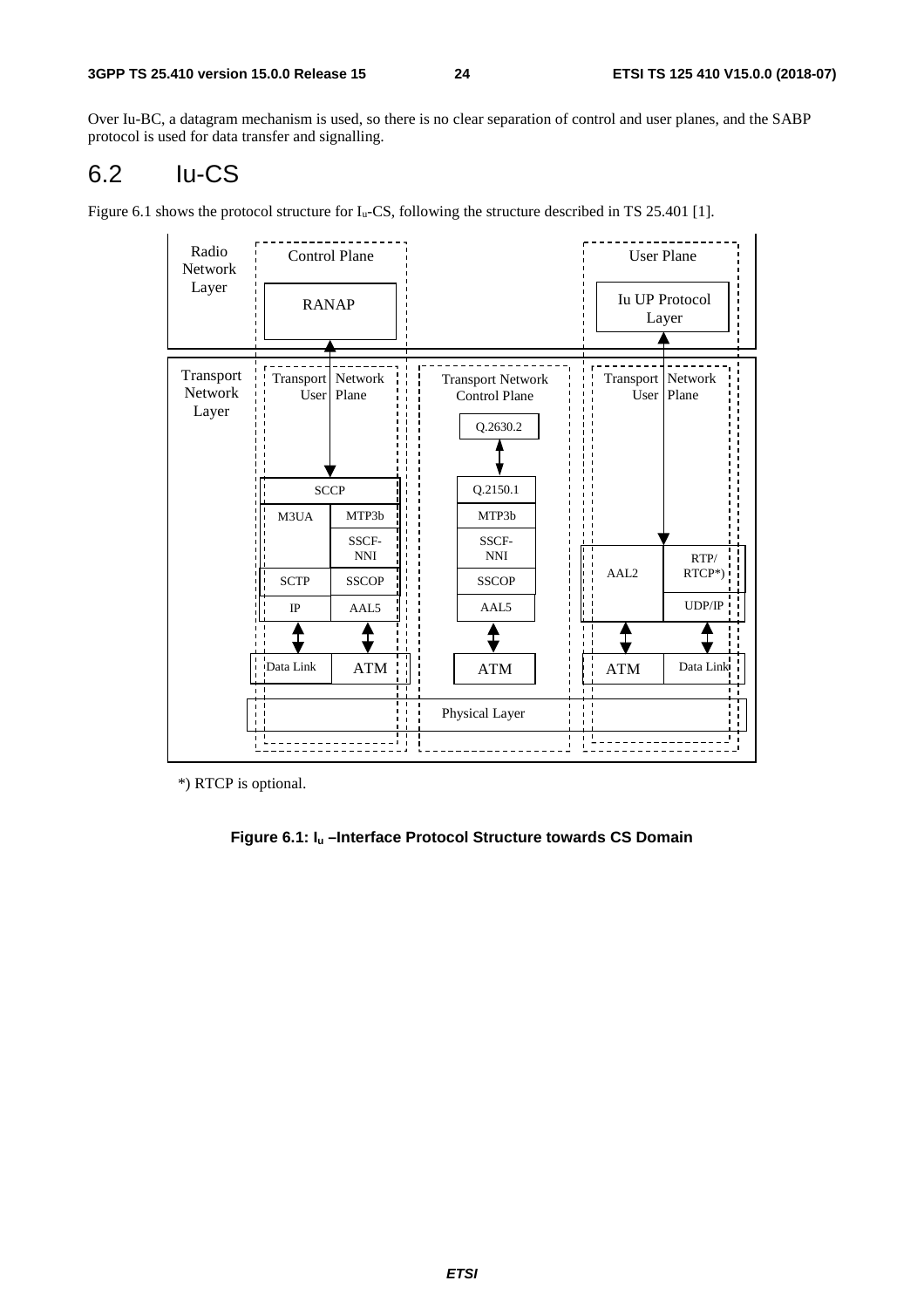Over Iu-BC, a datagram mechanism is used, so there is no clear separation of control and user planes, and the SABP protocol is used for data transfer and signalling.

## 6.2 Iu-CS

Figure 6.1 shows the protocol structure for $I_u$-CS, following the structure described in TS 25.401 [1].

*) RTCP is optional.

**Figure 6.1: $I_u$ –Interface Protocol Structure towards CS Domain**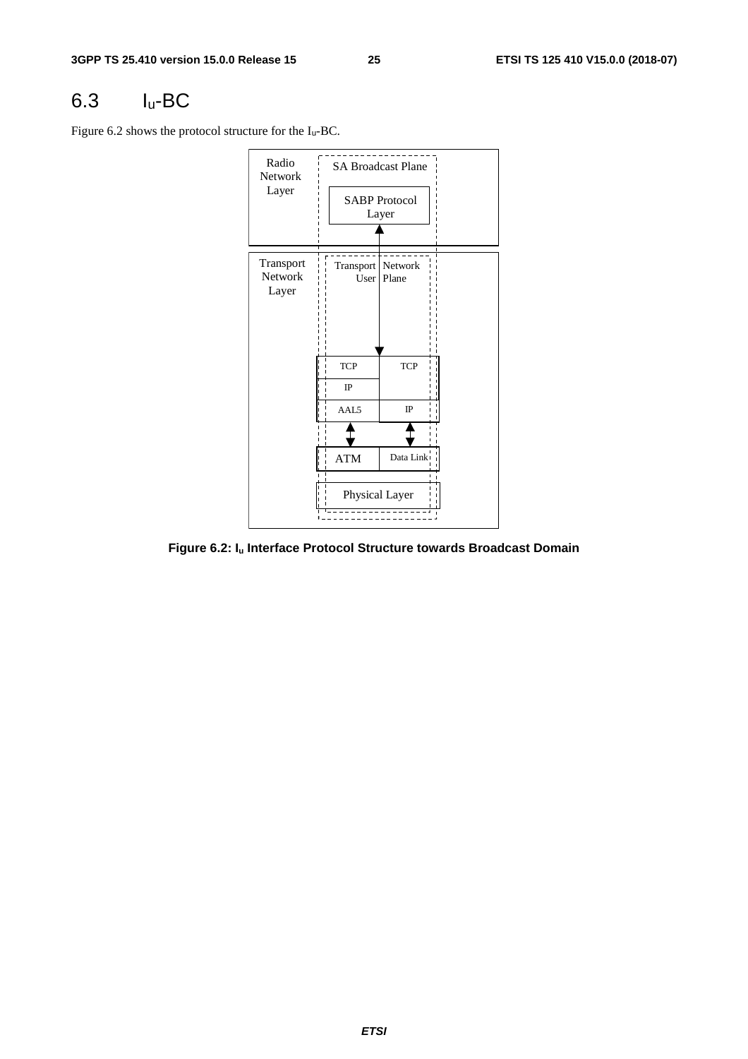## 6.3 $I_u$-BC

Figure 6.2 shows the protocol structure for the $I_u$-BC.

**Figure 6.2: $I_u$ Interface Protocol Structure towards Broadcast Domain**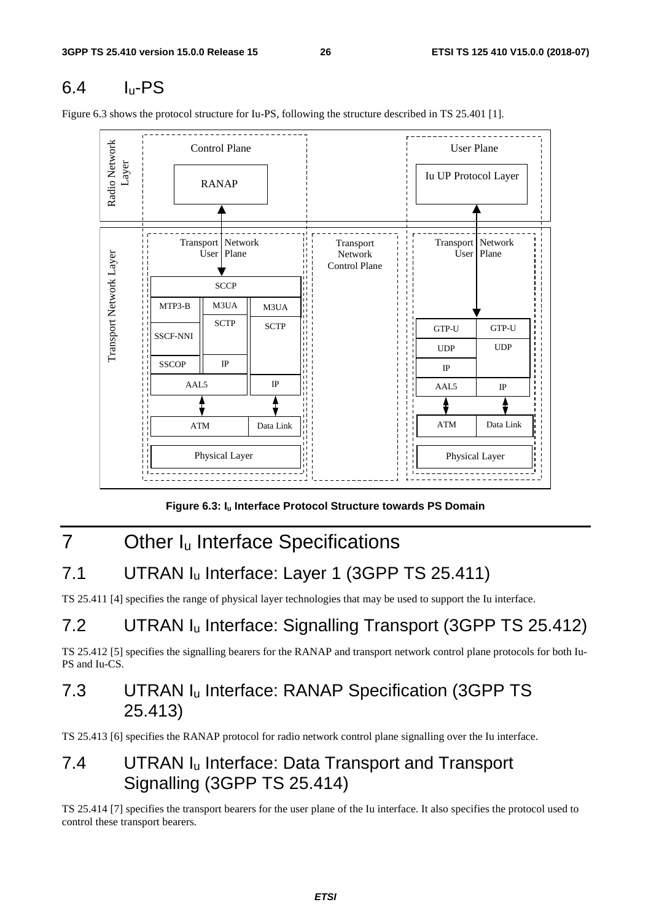## 6.4 Iu-PS

Figure 6.3 shows the protocol structure for Iu-PS, following the structure described in TS 25.401 [1].

**Figure 6.3: Iu Interface Protocol Structure towards PS Domain**

# 7 Other Iu Interface Specifications

## 7.1 UTRAN Iu Interface: Layer 1 (3GPP TS 25.411)

TS 25.411 [4] specifies the range of physical layer technologies that may be used to support the Iu interface.

## 7.2 UTRAN Iu Interface: Signalling Transport (3GPP TS 25.412)

TS 25.412 [5] specifies the signalling bearers for the RANAP and transport network control plane protocols for both Iu-PS and Iu-CS.

## 7.3 UTRAN Iu Interface: RANAP Specification (3GPP TS 25.413)

TS 25.413 [6] specifies the RANAP protocol for radio network control plane signalling over the Iu interface.

## 7.4 UTRAN Iu Interface: Data Transport and Transport Signalling (3GPP TS 25.414)

TS 25.414 [7] specifies the transport bearers for the user plane of the Iu interface. It also specifies the protocol used to control these transport bearers.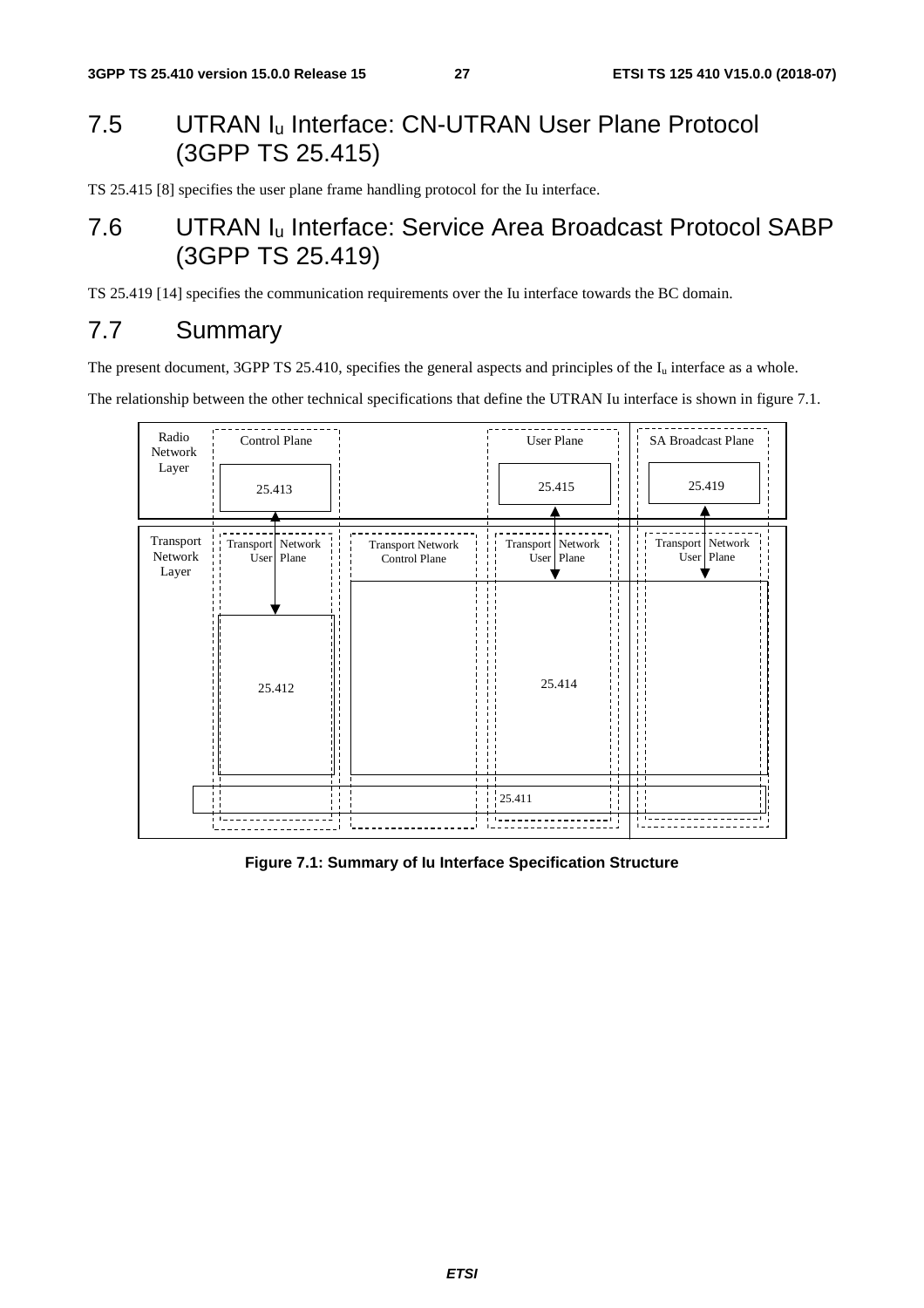## 7.5 UTRAN $I_u$ Interface: CN-UTRAN User Plane Protocol (3GPP TS 25.415)

TS 25.415 [8] specifies the user plane frame handling protocol for the Iu interface.

## 7.6 UTRAN $I_u$ Interface: Service Area Broadcast Protocol SABP (3GPP TS 25.419)

TS 25.419 [14] specifies the communication requirements over the Iu interface towards the BC domain.

## 7.7 Summary

The present document, 3GPP TS 25.410, specifies the general aspects and principles of the $I_u$ interface as a whole.

The relationship between the other technical specifications that define the UTRAN Iu interface is shown in figure 7.1.

| | Control Plane | | User Plane | SA Broadcast Plane |
|---|---|---|---|---|
| Radio Network Layer | 25.413 | | 25.415 | 25.419 |
| Transport Network Layer | Transport Network User Plane | Transport Network Control Plane | Transport Network User Plane | Transport Network User Plane |
| | 25.412 | | 25.414 | |
| | 25.411 | | | |

**Figure 7.1: Summary of Iu Interface Specification Structure**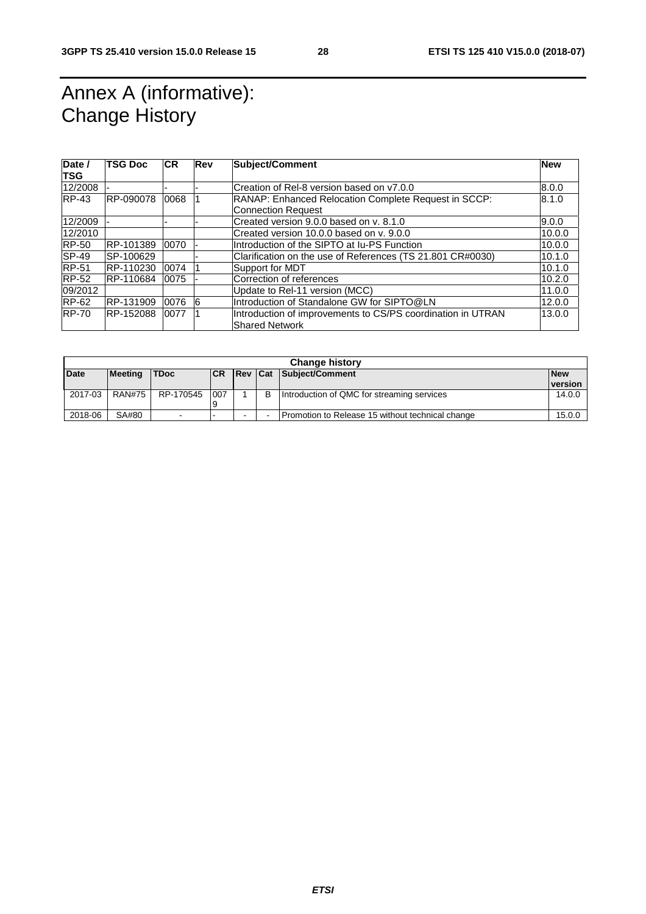# Annex A (informative): Change History

| Date / TSG | TSG Doc | CR | Rev | Subject/Comment | New |
|---|---|---|---|---|---|
| 12/2008 | - | - | - | Creation of Rel-8 version based on v7.0.0 | 8.0.0 |
| RP-43 | RP-090078 | 0068 | 1 | RANAP: Enhanced Relocation Complete Request in SCCP: Connection Request | 8.1.0 |
| 12/2009 | - | - | - | Created version 9.0.0 based on v. 8.1.0 | 9.0.0 |
| 12/2010 | | | | Created version 10.0.0 based on v. 9.0.0 | 10.0.0 |
| RP-50 | RP-101389 | 0070 | - | Introduction of the SIPTO at Iu-PS Function | 10.0.0 |
| SP-49 | SP-100629 | | - | Clarification on the use of References (TS 21.801 CR#0030) | 10.1.0 |
| RP-51 | RP-110230 | 0074 | 1 | Support for MDT | 10.1.0 |
| RP-52 | RP-110684 | 0075 | - | Correction of references | 10.2.0 |
| 09/2012 | | | | Update to Rel-11 version (MCC) | 11.0.0 |
| RP-62 | RP-131909 | 0076 | 6 | Introduction of Standalone GW for SIPTO@LN | 12.0.0 |
| RP-70 | RP-152088 | 0077 | 1 | Introduction of improvements to CS/PS coordination in UTRAN Shared Network | 13.0.0 |

| Change history | | | | | | | |
|---|---|---|---|---|---|---|---|
| **Date** | **Meeting** | **TDoc** | **CR** | **Rev** | **Cat** | **Subject/Comment** | **New version** |
| 2017-03 | RAN#75 | RP-170545 | 0079 | 1 | B | Introduction of QMC for streaming services | 14.0.0 |
| 2018-06 | SA#80 | - | - | - | - | Promotion to Release 15 without technical change | 15.0.0 |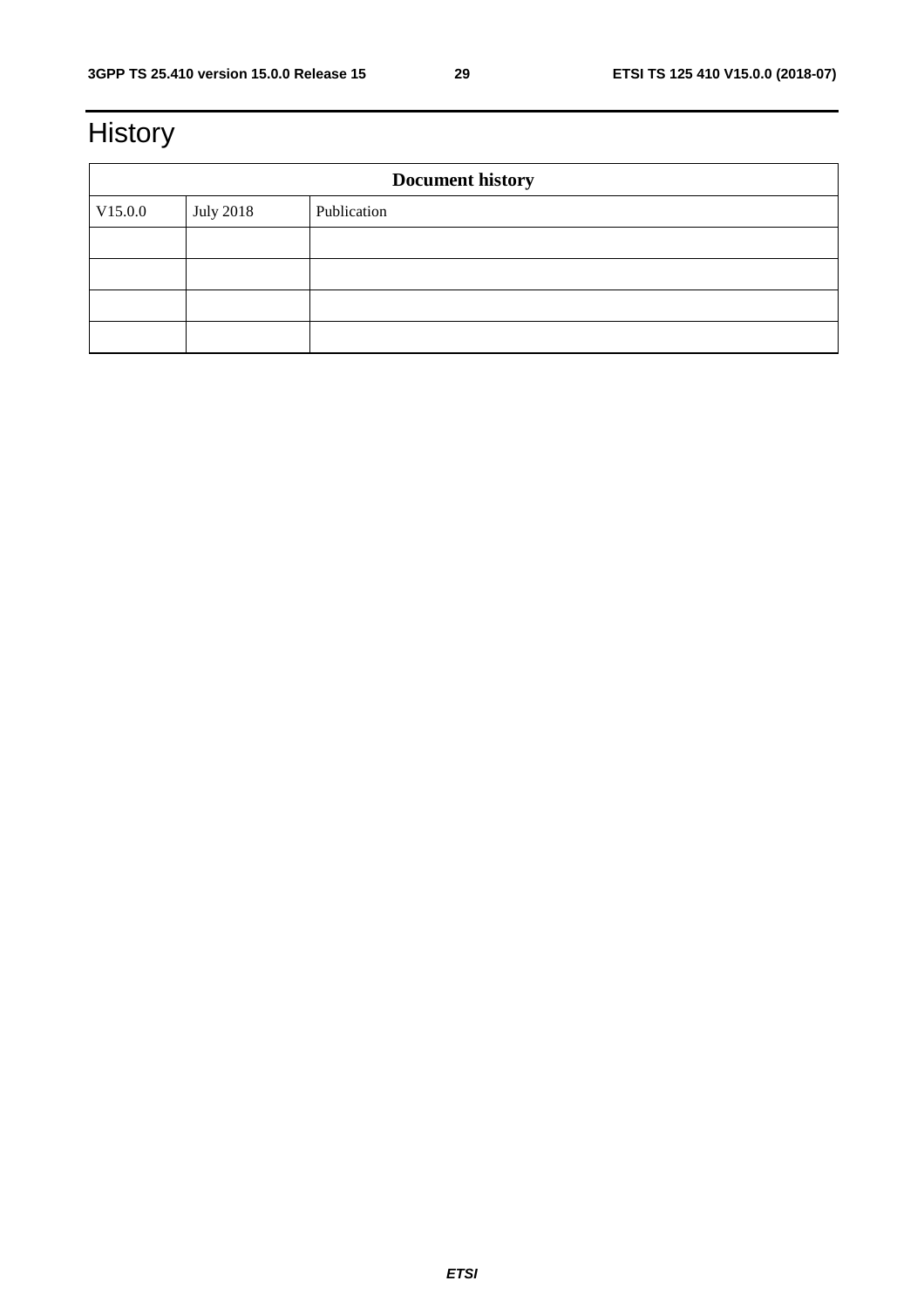# History

| Document history | | |
|---|---|---|
| V15.0.0 | July 2018 | Publication |
| | | |
| | | |
| | | |
| | | |